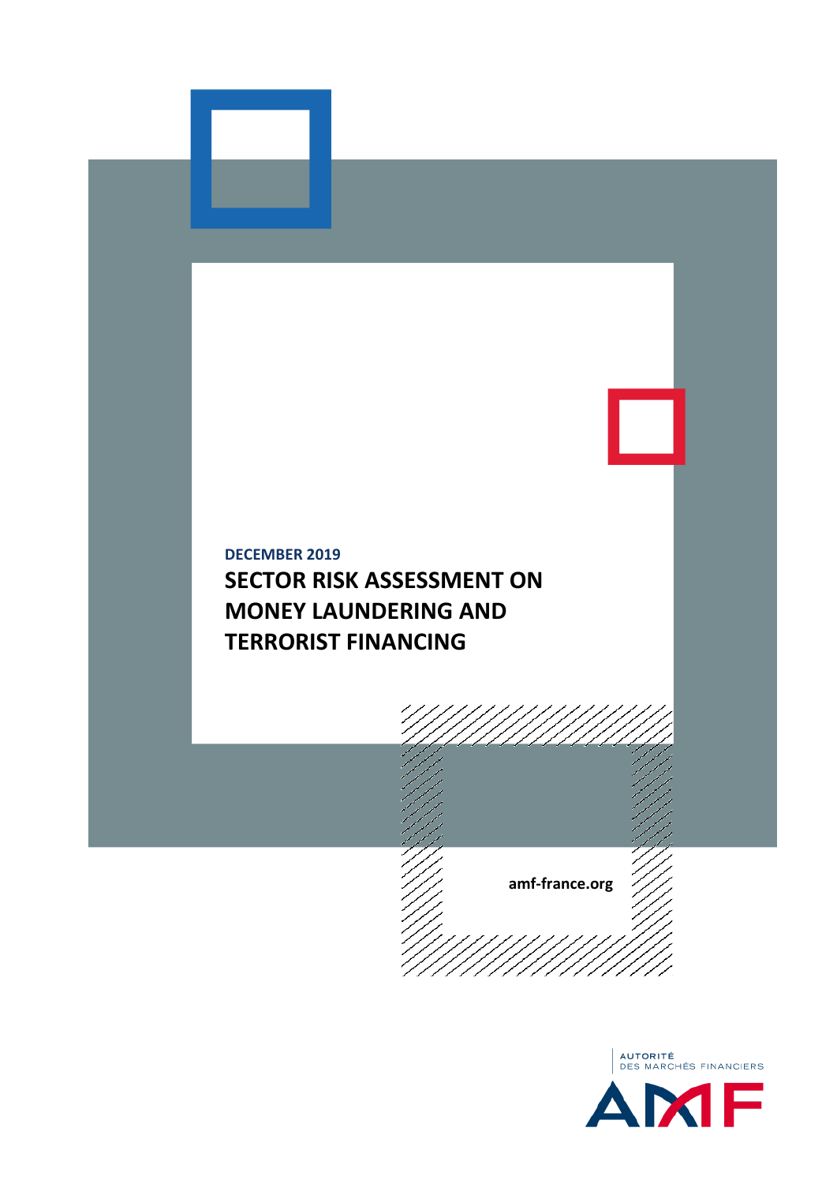DECEMBER 2019

# SECTOR RISK ASSESSMENT ON MONEY LAUNDERING AND TERRORIST FINANCING

amf-france.org

AUTORITÉ DES MARCHÉS FINANCIERS

AMF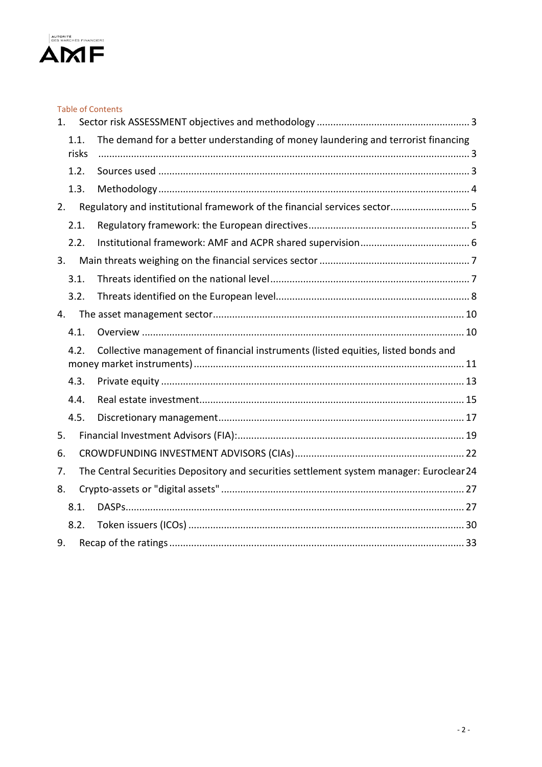Table of Contents

1. Sector risk ASSESSMENT objectives and methodology ........................................................ 3
   - 1.1. The demand for a better understanding of money laundering and terrorist financing risks ........................................................................................................................ 3
   - 1.2. Sources used ................................................................................................................ 3
   - 1.3. Methodology ................................................................................................................ 4
2. Regulatory and institutional framework of the financial services sector ............................ 5
   - 2.1. Regulatory framework: the European directives .......................................................... 5
   - 2.2. Institutional framework: AMF and ACPR shared supervision ....................................... 6
3. Main threats weighing on the financial services sector ........................................................ 7
   - 3.1. Threats identified on the national level ........................................................................ 7
   - 3.2. Threats identified on the European level ...................................................................... 8
4. The asset management sector ............................................................................................ 10
   - 4.1. Overview ..................................................................................................................... 10
   - 4.2. Collective management of financial instruments (listed equities, listed bonds and money market instruments) ................................................................................................ 11
   - 4.3. Private equity .............................................................................................................. 13
   - 4.4. Real estate investment ................................................................................................ 15
   - 4.5. Discretionary management .......................................................................................... 17
5. Financial Investment Advisors (FIA): .................................................................................. 19
6. CROWDFUNDING INVESTMENT ADVISORS (CIAs) .............................................................. 22
7. The Central Securities Depository and securities settlement system manager: Euroclear 24
8. Crypto-assets or "digital assets" ........................................................................................ 27
   - 8.1. DASPs .......................................................................................................................... 27
   - 8.2. Token issuers (ICOs) .................................................................................................... 30
9. Recap of the ratings ........................................................................................................... 33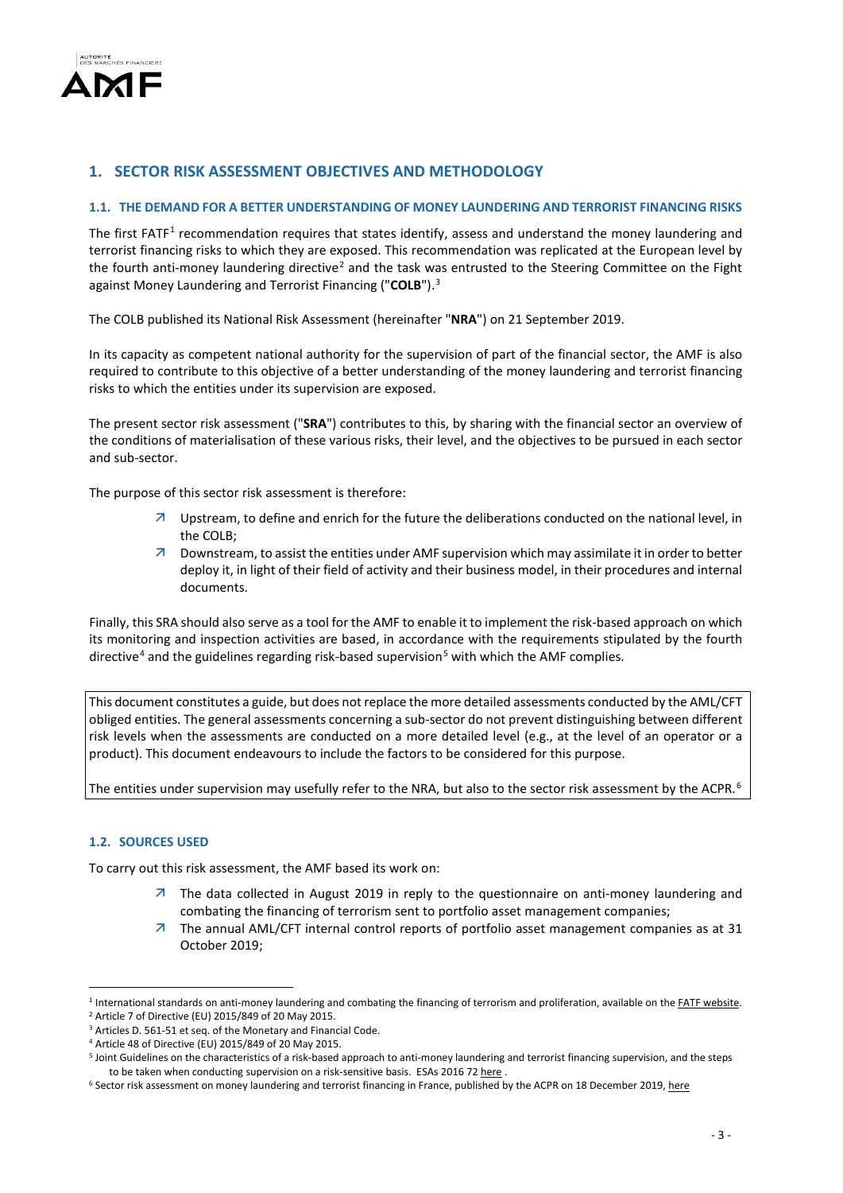## 1. SECTOR RISK ASSESSMENT OBJECTIVES AND METHODOLOGY

### 1.1. THE DEMAND FOR A BETTER UNDERSTANDING OF MONEY LAUNDERING AND TERRORIST FINANCING RISKS

The first FATF[1] recommendation requires that states identify, assess and understand the money laundering and terrorist financing risks to which they are exposed. This recommendation was replicated at the European level by the fourth anti-money laundering directive[2] and the task was entrusted to the Steering Committee on the Fight against Money Laundering and Terrorist Financing ("**COLB**").[3]

The COLB published its National Risk Assessment (hereinafter "**NRA**") on 21 September 2019.

In its capacity as competent national authority for the supervision of part of the financial sector, the AMF is also required to contribute to this objective of a better understanding of the money laundering and terrorist financing risks to which the entities under its supervision are exposed.

The present sector risk assessment ("**SRA**") contributes to this, by sharing with the financial sector an overview of the conditions of materialisation of these various risks, their level, and the objectives to be pursued in each sector and sub-sector.

The purpose of this sector risk assessment is therefore:

- Upstream, to define and enrich for the future the deliberations conducted on the national level, in the COLB;
- Downstream, to assist the entities under AMF supervision which may assimilate it in order to better deploy it, in light of their field of activity and their business model, in their procedures and internal documents.

Finally, this SRA should also serve as a tool for the AMF to enable it to implement the risk-based approach on which its monitoring and inspection activities are based, in accordance with the requirements stipulated by the fourth directive[4] and the guidelines regarding risk-based supervision[5] with which the AMF complies.

> This document constitutes a guide, but does not replace the more detailed assessments conducted by the AML/CFT obliged entities. The general assessments concerning a sub-sector do not prevent distinguishing between different risk levels when the assessments are conducted on a more detailed level (e.g., at the level of an operator or a product). This document endeavours to include the factors to be considered for this purpose.
>
> The entities under supervision may usefully refer to the NRA, but also to the sector risk assessment by the ACPR.[6]

### 1.2. SOURCES USED

To carry out this risk assessment, the AMF based its work on:

- The data collected in August 2019 in reply to the questionnaire on anti-money laundering and combating the financing of terrorism sent to portfolio asset management companies;
- The annual AML/CFT internal control reports of portfolio asset management companies as at 31 October 2019;

---

[1] International standards on anti-money laundering and combating the financing of terrorism and proliferation, available on the FATF website.

[2] Article 7 of Directive (EU) 2015/849 of 20 May 2015.

[3] Articles D. 561-51 et seq. of the Monetary and Financial Code.

[4] Article 48 of Directive (EU) 2015/849 of 20 May 2015.

[5] Joint Guidelines on the characteristics of a risk-based approach to anti-money laundering and terrorist financing supervision, and the steps to be taken when conducting supervision on a risk-sensitive basis. ESAs 2016 72 here .

[6] Sector risk assessment on money laundering and terrorist financing in France, published by the ACPR on 18 December 2019, here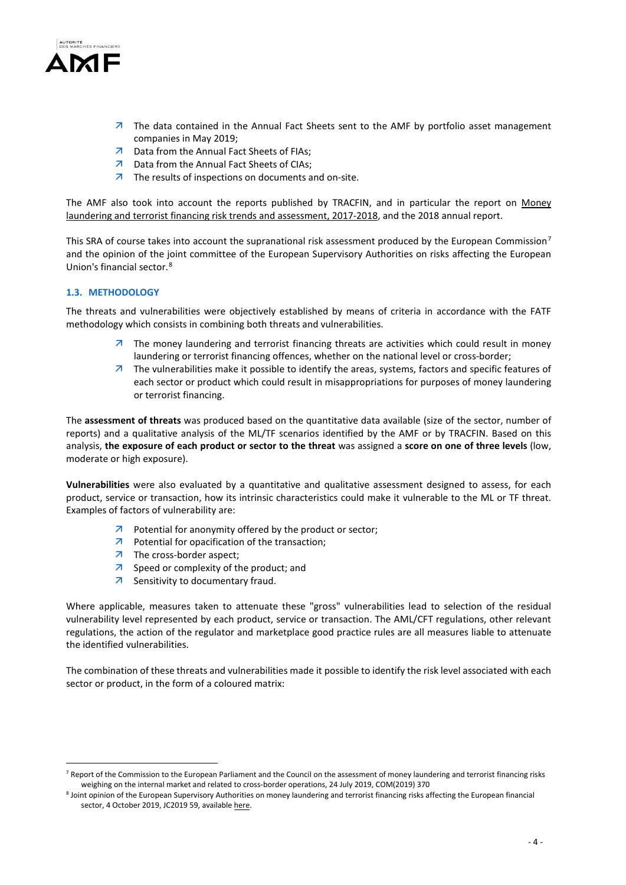- The data contained in the Annual Fact Sheets sent to the AMF by portfolio asset management companies in May 2019;
- Data from the Annual Fact Sheets of FIAs;
- Data from the Annual Fact Sheets of CIAs;
- The results of inspections on documents and on-site.

The AMF also took into account the reports published by TRACFIN, and in particular the report on Money laundering and terrorist financing risk trends and assessment, 2017-2018, and the 2018 annual report.

This SRA of course takes into account the supranational risk assessment produced by the European Commission[7] and the opinion of the joint committee of the European Supervisory Authorities on risks affecting the European Union's financial sector.[8]

### 1.3. METHODOLOGY

The threats and vulnerabilities were objectively established by means of criteria in accordance with the FATF methodology which consists in combining both threats and vulnerabilities.

- The money laundering and terrorist financing threats are activities which could result in money laundering or terrorist financing offences, whether on the national level or cross-border;
- The vulnerabilities make it possible to identify the areas, systems, factors and specific features of each sector or product which could result in misappropriations for purposes of money laundering or terrorist financing.

The **assessment of threats** was produced based on the quantitative data available (size of the sector, number of reports) and a qualitative analysis of the ML/TF scenarios identified by the AMF or by TRACFIN. Based on this analysis, **the exposure of each product or sector to the threat** was assigned a **score on one of three levels** (low, moderate or high exposure).

**Vulnerabilities** were also evaluated by a quantitative and qualitative assessment designed to assess, for each product, service or transaction, how its intrinsic characteristics could make it vulnerable to the ML or TF threat. Examples of factors of vulnerability are:

- Potential for anonymity offered by the product or sector;
- Potential for opacification of the transaction;
- The cross-border aspect;
- Speed or complexity of the product; and
- Sensitivity to documentary fraud.

Where applicable, measures taken to attenuate these "gross" vulnerabilities lead to selection of the residual vulnerability level represented by each product, service or transaction. The AML/CFT regulations, other relevant regulations, the action of the regulator and marketplace good practice rules are all measures liable to attenuate the identified vulnerabilities.

The combination of these threats and vulnerabilities made it possible to identify the risk level associated with each sector or product, in the form of a coloured matrix:

---

[7] Report of the Commission to the European Parliament and the Council on the assessment of money laundering and terrorist financing risks weighing on the internal market and related to cross-border operations, 24 July 2019, COM(2019) 370

[8] Joint opinion of the European Supervisory Authorities on money laundering and terrorist financing risks affecting the European financial sector, 4 October 2019, JC2019 59, available here.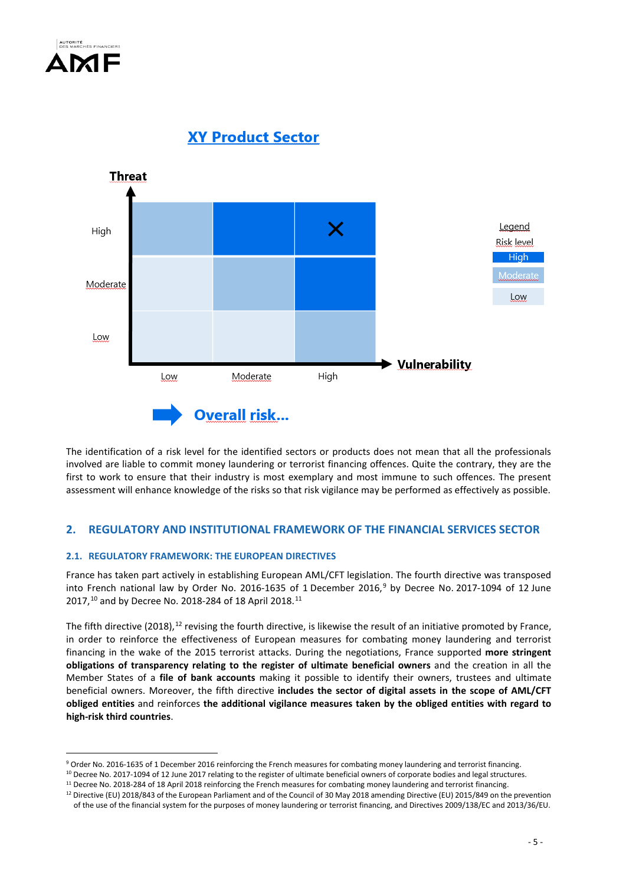## XY Product Sector

Threat

| Threat \ Vulnerability | Low | Moderate | High |
|---|---|---|---|
| High | Moderate | High | High (X) |
| Moderate | Low | Moderate | High |
| Low | Low | Low | Moderate |

Vulnerability

Legend
Risk level
High
Moderate
Low

**Overall risk...**

The identification of a risk level for the identified sectors or products does not mean that all the professionals involved are liable to commit money laundering or terrorist financing offences. Quite the contrary, they are the first to work to ensure that their industry is most exemplary and most immune to such offences. The present assessment will enhance knowledge of the risks so that risk vigilance may be performed as effectively as possible.

## 2. REGULATORY AND INSTITUTIONAL FRAMEWORK OF THE FINANCIAL SERVICES SECTOR

### 2.1. REGULATORY FRAMEWORK: THE EUROPEAN DIRECTIVES

France has taken part actively in establishing European AML/CFT legislation. The fourth directive was transposed into French national law by Order No. 2016-1635 of 1 December 2016,[9] by Decree No. 2017-1094 of 12 June 2017,[10] and by Decree No. 2018-284 of 18 April 2018.[11]

The fifth directive (2018),[12] revising the fourth directive, is likewise the result of an initiative promoted by France, in order to reinforce the effectiveness of European measures for combating money laundering and terrorist financing in the wake of the 2015 terrorist attacks. During the negotiations, France supported **more stringent obligations of transparency relating to the register of ultimate beneficial owners** and the creation in all the Member States of a **file of bank accounts** making it possible to identify their owners, trustees and ultimate beneficial owners. Moreover, the fifth directive **includes the sector of digital assets in the scope of AML/CFT obliged entities** and reinforces **the additional vigilance measures taken by the obliged entities with regard to high-risk third countries**.

---

[9] Order No. 2016-1635 of 1 December 2016 reinforcing the French measures for combating money laundering and terrorist financing.

[10] Decree No. 2017-1094 of 12 June 2017 relating to the register of ultimate beneficial owners of corporate bodies and legal structures.

[11] Decree No. 2018-284 of 18 April 2018 reinforcing the French measures for combating money laundering and terrorist financing.

[12] Directive (EU) 2018/843 of the European Parliament and of the Council of 30 May 2018 amending Directive (EU) 2015/849 on the prevention of the use of the financial system for the purposes of money laundering or terrorist financing, and Directives 2009/138/EC and 2013/36/EU.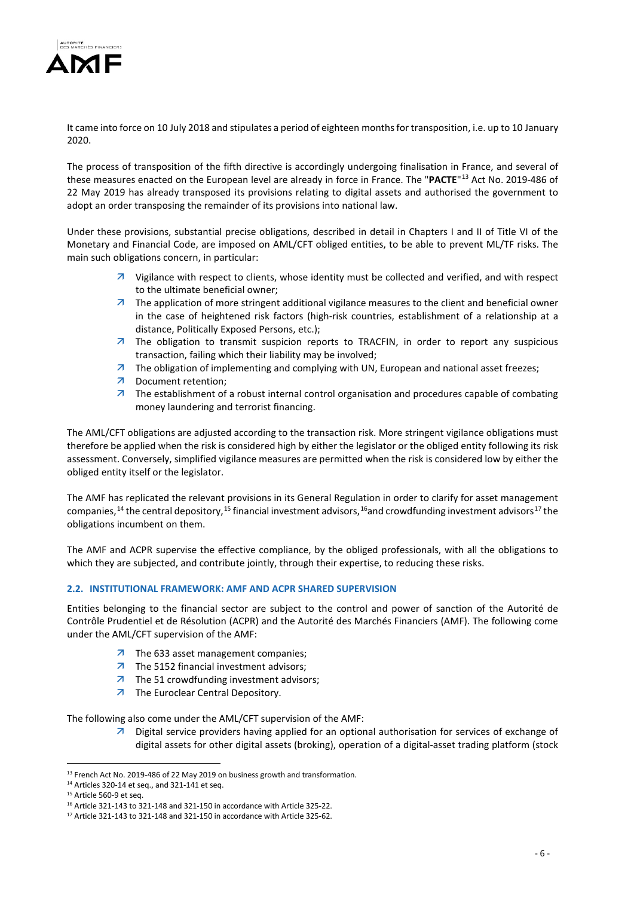It came into force on 10 July 2018 and stipulates a period of eighteen months for transposition, i.e. up to 10 January 2020.

The process of transposition of the fifth directive is accordingly undergoing finalisation in France, and several of these measures enacted on the European level are already in force in France. The "**PACTE**"[13] Act No. 2019-486 of 22 May 2019 has already transposed its provisions relating to digital assets and authorised the government to adopt an order transposing the remainder of its provisions into national law.

Under these provisions, substantial precise obligations, described in detail in Chapters I and II of Title VI of the Monetary and Financial Code, are imposed on AML/CFT obliged entities, to be able to prevent ML/TF risks. The main such obligations concern, in particular:

- Vigilance with respect to clients, whose identity must be collected and verified, and with respect to the ultimate beneficial owner;
- The application of more stringent additional vigilance measures to the client and beneficial owner in the case of heightened risk factors (high-risk countries, establishment of a relationship at a distance, Politically Exposed Persons, etc.);
- The obligation to transmit suspicion reports to TRACFIN, in order to report any suspicious transaction, failing which their liability may be involved;
- The obligation of implementing and complying with UN, European and national asset freezes;
- Document retention;
- The establishment of a robust internal control organisation and procedures capable of combating money laundering and terrorist financing.

The AML/CFT obligations are adjusted according to the transaction risk. More stringent vigilance obligations must therefore be applied when the risk is considered high by either the legislator or the obliged entity following its risk assessment. Conversely, simplified vigilance measures are permitted when the risk is considered low by either the obliged entity itself or the legislator.

The AMF has replicated the relevant provisions in its General Regulation in order to clarify for asset management companies,[14] the central depository,[15] financial investment advisors,[16] and crowdfunding investment advisors[17] the obligations incumbent on them.

The AMF and ACPR supervise the effective compliance, by the obliged professionals, with all the obligations to which they are subjected, and contribute jointly, through their expertise, to reducing these risks.

### 2.2. INSTITUTIONAL FRAMEWORK: AMF AND ACPR SHARED SUPERVISION

Entities belonging to the financial sector are subject to the control and power of sanction of the Autorité de Contrôle Prudentiel et de Résolution (ACPR) and the Autorité des Marchés Financiers (AMF). The following come under the AML/CFT supervision of the AMF:

- The 633 asset management companies;
- The 5152 financial investment advisors;
- The 51 crowdfunding investment advisors;
- The Euroclear Central Depository.

The following also come under the AML/CFT supervision of the AMF:

- Digital service providers having applied for an optional authorisation for services of exchange of digital assets for other digital assets (broking), operation of a digital-asset trading platform (stock

[13] French Act No. 2019-486 of 22 May 2019 on business growth and transformation.

[14] Articles 320-14 et seq., and 321-141 et seq.

[15] Article 560-9 et seq.

[16] Article 321-143 to 321-148 and 321-150 in accordance with Article 325-22.

[17] Article 321-143 to 321-148 and 321-150 in accordance with Article 325-62.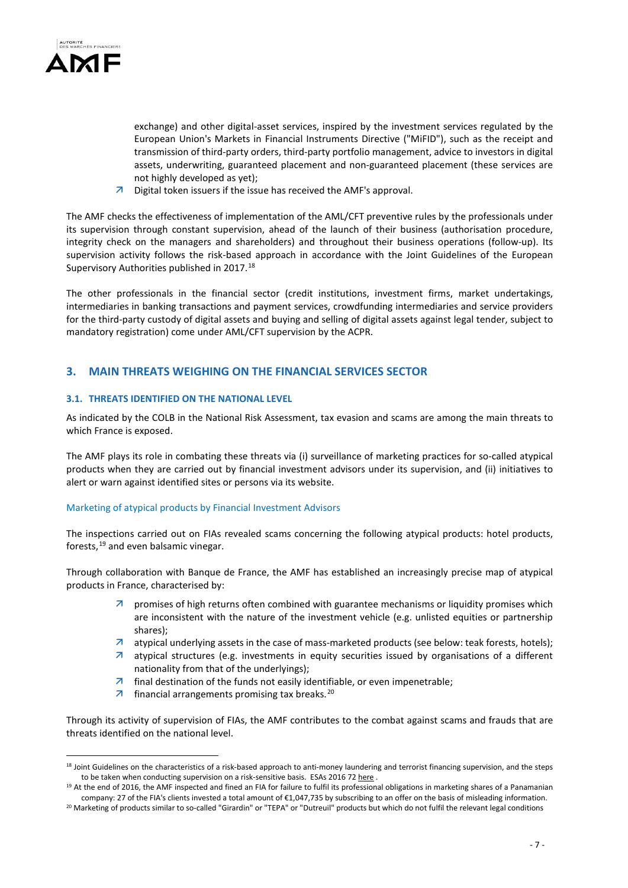exchange) and other digital-asset services, inspired by the investment services regulated by the European Union's Markets in Financial Instruments Directive ("MiFID"), such as the receipt and transmission of third-party orders, third-party portfolio management, advice to investors in digital assets, underwriting, guaranteed placement and non-guaranteed placement (these services are not highly developed as yet);
- Digital token issuers if the issue has received the AMF's approval.

The AMF checks the effectiveness of implementation of the AML/CFT preventive rules by the professionals under its supervision through constant supervision, ahead of the launch of their business (authorisation procedure, integrity check on the managers and shareholders) and throughout their business operations (follow-up). Its supervision activity follows the risk-based approach in accordance with the Joint Guidelines of the European Supervisory Authorities published in 2017.[18]

The other professionals in the financial sector (credit institutions, investment firms, market undertakings, intermediaries in banking transactions and payment services, crowdfunding intermediaries and service providers for the third-party custody of digital assets and buying and selling of digital assets against legal tender, subject to mandatory registration) come under AML/CFT supervision by the ACPR.

## 3. MAIN THREATS WEIGHING ON THE FINANCIAL SERVICES SECTOR

### 3.1. THREATS IDENTIFIED ON THE NATIONAL LEVEL

As indicated by the COLB in the National Risk Assessment, tax evasion and scams are among the main threats to which France is exposed.

The AMF plays its role in combating these threats via (i) surveillance of marketing practices for so-called atypical products when they are carried out by financial investment advisors under its supervision, and (ii) initiatives to alert or warn against identified sites or persons via its website.

#### Marketing of atypical products by Financial Investment Advisors

The inspections carried out on FIAs revealed scams concerning the following atypical products: hotel products, forests,[19] and even balsamic vinegar.

Through collaboration with Banque de France, the AMF has established an increasingly precise map of atypical products in France, characterised by:

- promises of high returns often combined with guarantee mechanisms or liquidity promises which are inconsistent with the nature of the investment vehicle (e.g. unlisted equities or partnership shares);
- atypical underlying assets in the case of mass-marketed products (see below: teak forests, hotels);
- atypical structures (e.g. investments in equity securities issued by organisations of a different nationality from that of the underlyings);
- final destination of the funds not easily identifiable, or even impenetrable;
- financial arrangements promising tax breaks.[20]

Through its activity of supervision of FIAs, the AMF contributes to the combat against scams and frauds that are threats identified on the national level.

---

[18] Joint Guidelines on the characteristics of a risk-based approach to anti-money laundering and terrorist financing supervision, and the steps to be taken when conducting supervision on a risk-sensitive basis. ESAs 2016 72 here .

[19] At the end of 2016, the AMF inspected and fined an FIA for failure to fulfil its professional obligations in marketing shares of a Panamanian company: 27 of the FIA's clients invested a total amount of €1,047,735 by subscribing to an offer on the basis of misleading information.

[20] Marketing of products similar to so-called "Girardin" or "TEPA" or "Dutreuil" products but which do not fulfil the relevant legal conditions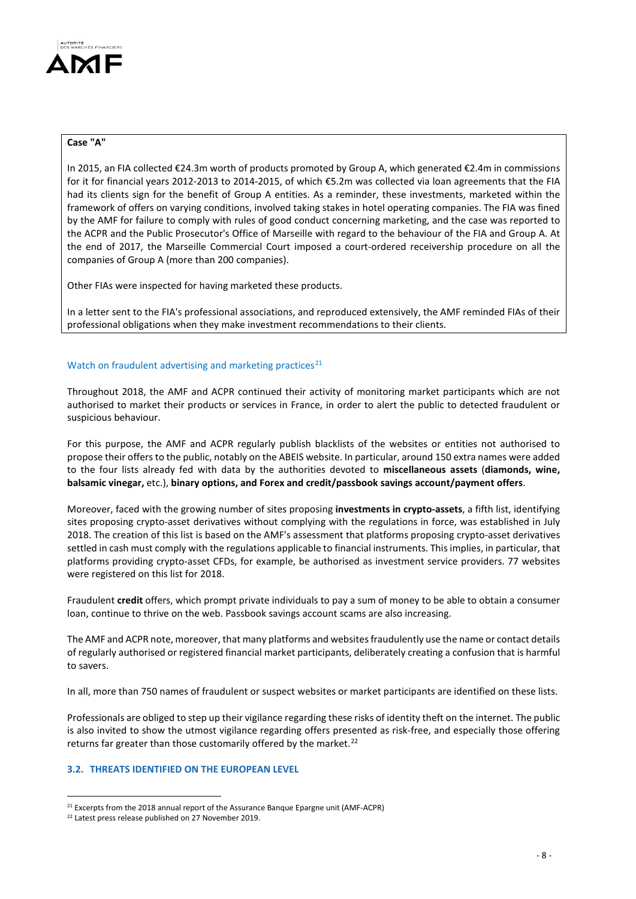**Case "A"**

In 2015, an FIA collected €24.3m worth of products promoted by Group A, which generated €2.4m in commissions for it for financial years 2012-2013 to 2014-2015, of which €5.2m was collected via loan agreements that the FIA had its clients sign for the benefit of Group A entities. As a reminder, these investments, marketed within the framework of offers on varying conditions, involved taking stakes in hotel operating companies. The FIA was fined by the AMF for failure to comply with rules of good conduct concerning marketing, and the case was reported to the ACPR and the Public Prosecutor's Office of Marseille with regard to the behaviour of the FIA and Group A. At the end of 2017, the Marseille Commercial Court imposed a court-ordered receivership procedure on all the companies of Group A (more than 200 companies).

Other FIAs were inspected for having marketed these products.

In a letter sent to the FIA's professional associations, and reproduced extensively, the AMF reminded FIAs of their professional obligations when they make investment recommendations to their clients.

### Watch on fraudulent advertising and marketing practices[21]

Throughout 2018, the AMF and ACPR continued their activity of monitoring market participants which are not authorised to market their products or services in France, in order to alert the public to detected fraudulent or suspicious behaviour.

For this purpose, the AMF and ACPR regularly publish blacklists of the websites or entities not authorised to propose their offers to the public, notably on the ABEIS website. In particular, around 150 extra names were added to the four lists already fed with data by the authorities devoted to **miscellaneous assets** (**diamonds, wine, balsamic vinegar,** etc.), **binary options, and Forex and credit/passbook savings account/payment offers**.

Moreover, faced with the growing number of sites proposing **investments in crypto-assets**, a fifth list, identifying sites proposing crypto-asset derivatives without complying with the regulations in force, was established in July 2018. The creation of this list is based on the AMF's assessment that platforms proposing crypto-asset derivatives settled in cash must comply with the regulations applicable to financial instruments. This implies, in particular, that platforms providing crypto-asset CFDs, for example, be authorised as investment service providers. 77 websites were registered on this list for 2018.

Fraudulent **credit** offers, which prompt private individuals to pay a sum of money to be able to obtain a consumer loan, continue to thrive on the web. Passbook savings account scams are also increasing.

The AMF and ACPR note, moreover, that many platforms and websites fraudulently use the name or contact details of regularly authorised or registered financial market participants, deliberately creating a confusion that is harmful to savers.

In all, more than 750 names of fraudulent or suspect websites or market participants are identified on these lists.

Professionals are obliged to step up their vigilance regarding these risks of identity theft on the internet. The public is also invited to show the utmost vigilance regarding offers presented as risk-free, and especially those offering returns far greater than those customarily offered by the market.[22]

## 3.2. THREATS IDENTIFIED ON THE EUROPEAN LEVEL

[21] Excerpts from the 2018 annual report of the Assurance Banque Epargne unit (AMF-ACPR)

[22] Latest press release published on 27 November 2019.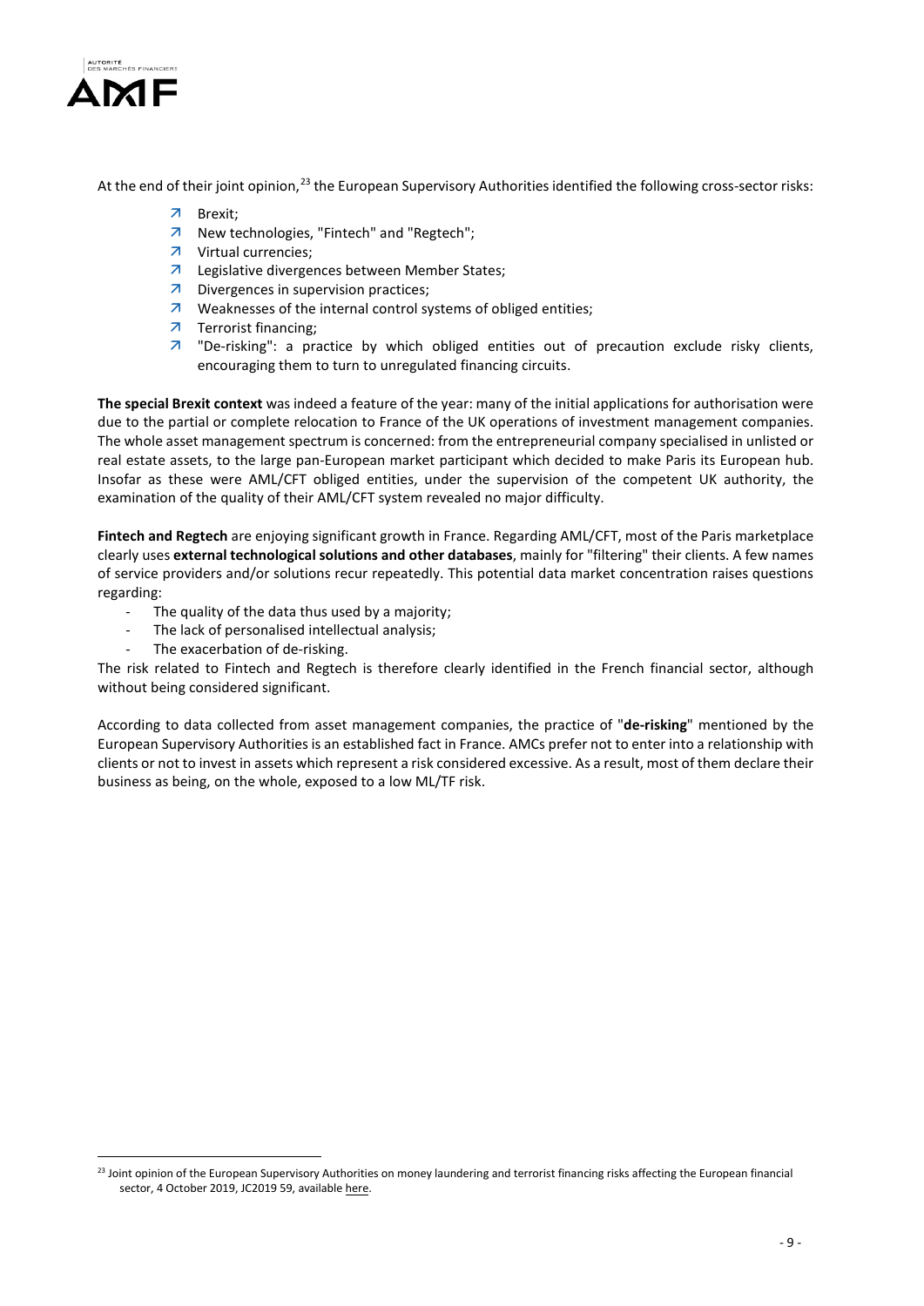At the end of their joint opinion,[23] the European Supervisory Authorities identified the following cross-sector risks:

- Brexit;
- New technologies, "Fintech" and "Regtech";
- Virtual currencies;
- Legislative divergences between Member States;
- Divergences in supervision practices;
- Weaknesses of the internal control systems of obliged entities;
- Terrorist financing;
- "De-risking": a practice by which obliged entities out of precaution exclude risky clients, encouraging them to turn to unregulated financing circuits.

**The special Brexit context** was indeed a feature of the year: many of the initial applications for authorisation were due to the partial or complete relocation to France of the UK operations of investment management companies. The whole asset management spectrum is concerned: from the entrepreneurial company specialised in unlisted or real estate assets, to the large pan-European market participant which decided to make Paris its European hub. Insofar as these were AML/CFT obliged entities, under the supervision of the competent UK authority, the examination of the quality of their AML/CFT system revealed no major difficulty.

**Fintech and Regtech** are enjoying significant growth in France. Regarding AML/CFT, most of the Paris marketplace clearly uses **external technological solutions and other databases**, mainly for "filtering" their clients. A few names of service providers and/or solutions recur repeatedly. This potential data market concentration raises questions regarding:

- The quality of the data thus used by a majority;
- The lack of personalised intellectual analysis;
- The exacerbation of de-risking.

The risk related to Fintech and Regtech is therefore clearly identified in the French financial sector, although without being considered significant.

According to data collected from asset management companies, the practice of "**de-risking**" mentioned by the European Supervisory Authorities is an established fact in France. AMCs prefer not to enter into a relationship with clients or not to invest in assets which represent a risk considered excessive. As a result, most of them declare their business as being, on the whole, exposed to a low ML/TF risk.

---

[23] Joint opinion of the European Supervisory Authorities on money laundering and terrorist financing risks affecting the European financial sector, 4 October 2019, JC2019 59, available here.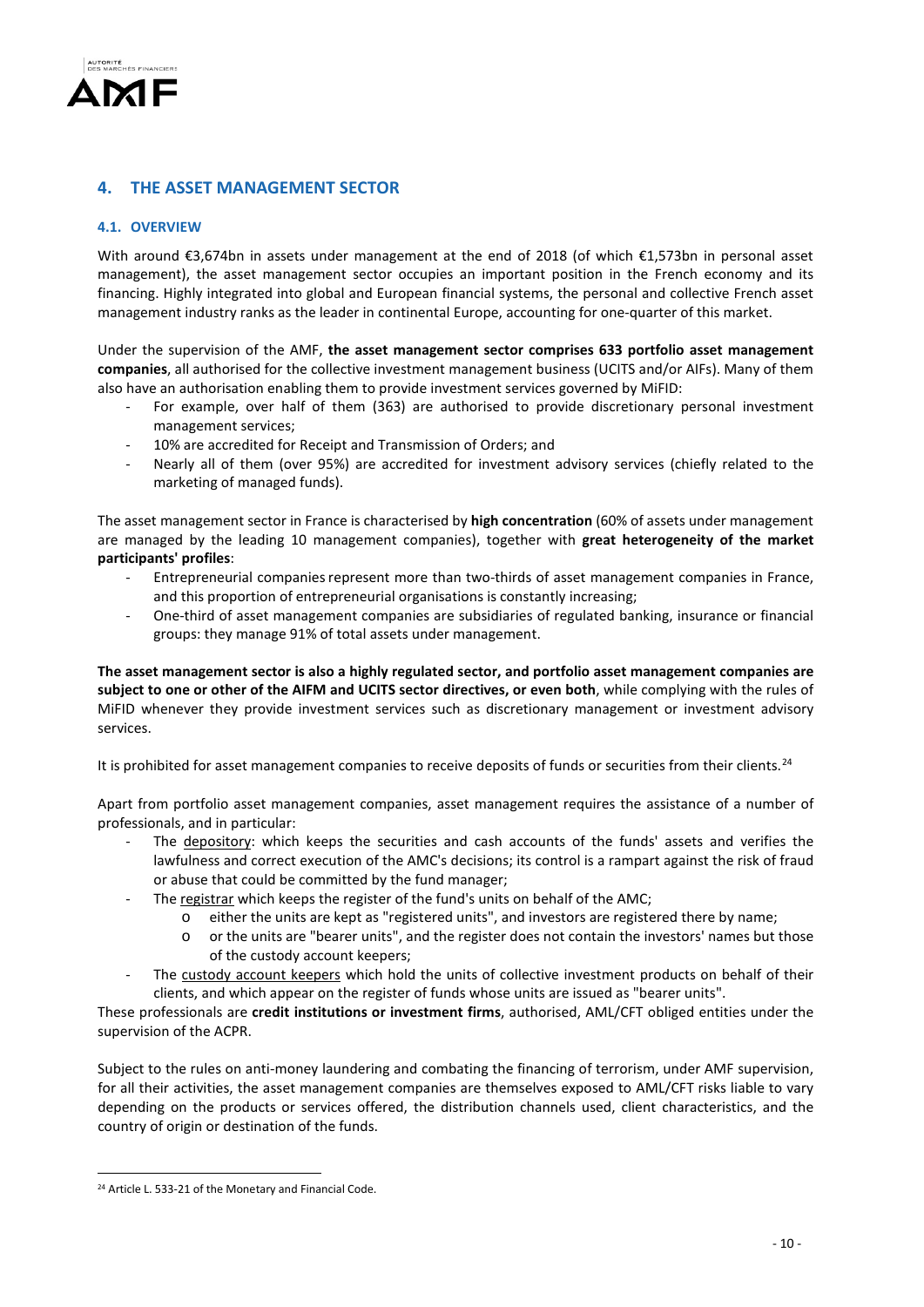## 4. THE ASSET MANAGEMENT SECTOR

### 4.1. OVERVIEW

With around €3,674bn in assets under management at the end of 2018 (of which €1,573bn in personal asset management), the asset management sector occupies an important position in the French economy and its financing. Highly integrated into global and European financial systems, the personal and collective French asset management industry ranks as the leader in continental Europe, accounting for one-quarter of this market.

Under the supervision of the AMF, **the asset management sector comprises 633 portfolio asset management companies**, all authorised for the collective investment management business (UCITS and/or AIFs). Many of them also have an authorisation enabling them to provide investment services governed by MiFID:

- For example, over half of them (363) are authorised to provide discretionary personal investment management services;
- 10% are accredited for Receipt and Transmission of Orders; and
- Nearly all of them (over 95%) are accredited for investment advisory services (chiefly related to the marketing of managed funds).

The asset management sector in France is characterised by **high concentration** (60% of assets under management are managed by the leading 10 management companies), together with **great heterogeneity of the market participants' profiles**:

- Entrepreneurial companies represent more than two-thirds of asset management companies in France, and this proportion of entrepreneurial organisations is constantly increasing;
- One-third of asset management companies are subsidiaries of regulated banking, insurance or financial groups: they manage 91% of total assets under management.

**The asset management sector is also a highly regulated sector, and portfolio asset management companies are subject to one or other of the AIFM and UCITS sector directives, or even both**, while complying with the rules of MiFID whenever they provide investment services such as discretionary management or investment advisory services.

It is prohibited for asset management companies to receive deposits of funds or securities from their clients.[24]

Apart from portfolio asset management companies, asset management requires the assistance of a number of professionals, and in particular:

- The depository: which keeps the securities and cash accounts of the funds' assets and verifies the lawfulness and correct execution of the AMC's decisions; its control is a rampart against the risk of fraud or abuse that could be committed by the fund manager;
- The registrar which keeps the register of the fund's units on behalf of the AMC;
  - either the units are kept as "registered units", and investors are registered there by name;
  - or the units are "bearer units", and the register does not contain the investors' names but those of the custody account keepers;
- The custody account keepers which hold the units of collective investment products on behalf of their clients, and which appear on the register of funds whose units are issued as "bearer units".

These professionals are **credit institutions or investment firms**, authorised, AML/CFT obliged entities under the supervision of the ACPR.

Subject to the rules on anti-money laundering and combating the financing of terrorism, under AMF supervision, for all their activities, the asset management companies are themselves exposed to AML/CFT risks liable to vary depending on the products or services offered, the distribution channels used, client characteristics, and the country of origin or destination of the funds.

---

[24] Article L. 533-21 of the Monetary and Financial Code.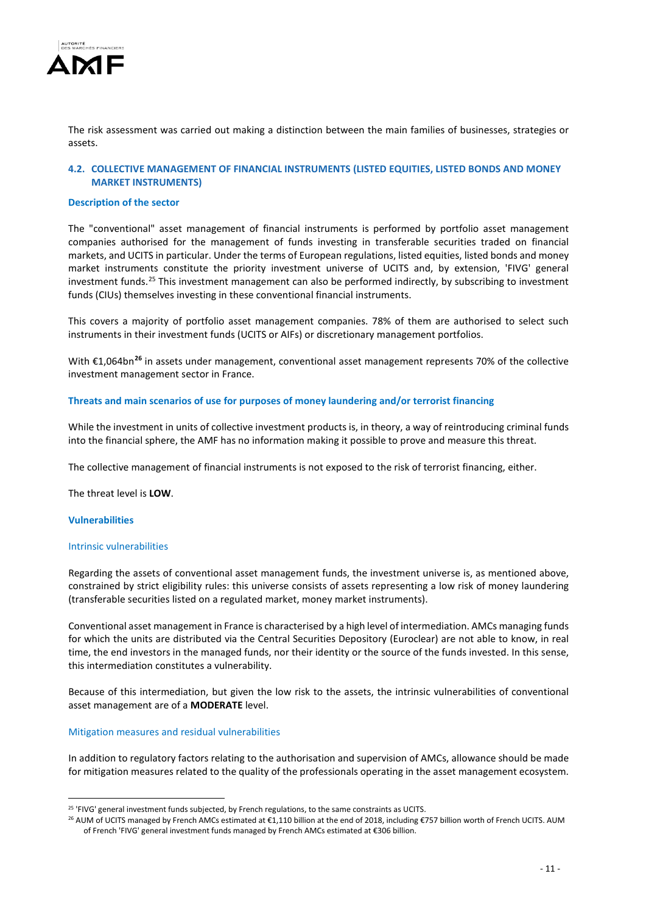The risk assessment was carried out making a distinction between the main families of businesses, strategies or assets.

### 4.2. COLLECTIVE MANAGEMENT OF FINANCIAL INSTRUMENTS (LISTED EQUITIES, LISTED BONDS AND MONEY MARKET INSTRUMENTS)

#### Description of the sector

The "conventional" asset management of financial instruments is performed by portfolio asset management companies authorised for the management of funds investing in transferable securities traded on financial markets, and UCITS in particular. Under the terms of European regulations, listed equities, listed bonds and money market instruments constitute the priority investment universe of UCITS and, by extension, 'FIVG' general investment funds.[25] This investment management can also be performed indirectly, by subscribing to investment funds (CIUs) themselves investing in these conventional financial instruments.

This covers a majority of portfolio asset management companies. 78% of them are authorised to select such instruments in their investment funds (UCITS or AIFs) or discretionary management portfolios.

With €1,064bn[26] in assets under management, conventional asset management represents 70% of the collective investment management sector in France.

#### Threats and main scenarios of use for purposes of money laundering and/or terrorist financing

While the investment in units of collective investment products is, in theory, a way of reintroducing criminal funds into the financial sphere, the AMF has no information making it possible to prove and measure this threat.

The collective management of financial instruments is not exposed to the risk of terrorist financing, either.

The threat level is **LOW**.

#### Vulnerabilities

##### Intrinsic vulnerabilities

Regarding the assets of conventional asset management funds, the investment universe is, as mentioned above, constrained by strict eligibility rules: this universe consists of assets representing a low risk of money laundering (transferable securities listed on a regulated market, money market instruments).

Conventional asset management in France is characterised by a high level of intermediation. AMCs managing funds for which the units are distributed via the Central Securities Depository (Euroclear) are not able to know, in real time, the end investors in the managed funds, nor their identity or the source of the funds invested. In this sense, this intermediation constitutes a vulnerability.

Because of this intermediation, but given the low risk to the assets, the intrinsic vulnerabilities of conventional asset management are of a **MODERATE** level.

##### Mitigation measures and residual vulnerabilities

In addition to regulatory factors relating to the authorisation and supervision of AMCs, allowance should be made for mitigation measures related to the quality of the professionals operating in the asset management ecosystem.

---

[25] 'FIVG' general investment funds subjected, by French regulations, to the same constraints as UCITS.

[26] AUM of UCITS managed by French AMCs estimated at €1,110 billion at the end of 2018, including €757 billion worth of French UCITS. AUM of French 'FIVG' general investment funds managed by French AMCs estimated at €306 billion.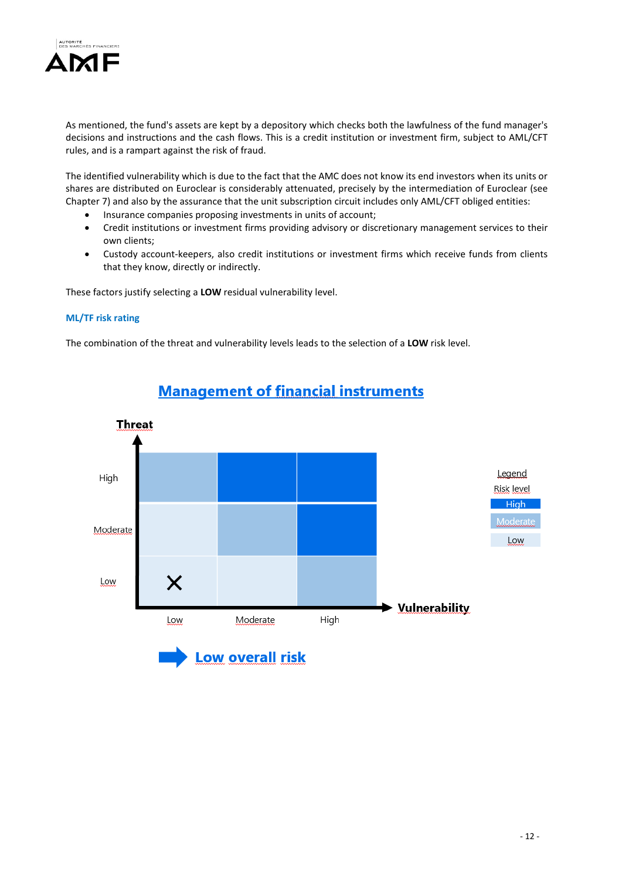As mentioned, the fund's assets are kept by a depository which checks both the lawfulness of the fund manager's decisions and instructions and the cash flows. This is a credit institution or investment firm, subject to AML/CFT rules, and is a rampart against the risk of fraud.

The identified vulnerability which is due to the fact that the AMC does not know its end investors when its units or shares are distributed on Euroclear is considerably attenuated, precisely by the intermediation of Euroclear (see Chapter 7) and also by the assurance that the unit subscription circuit includes only AML/CFT obliged entities:

- Insurance companies proposing investments in units of account;
- Credit institutions or investment firms providing advisory or discretionary management services to their own clients;
- Custody account-keepers, also credit institutions or investment firms which receive funds from clients that they know, directly or indirectly.

These factors justify selecting a **LOW** residual vulnerability level.

### ML/TF risk rating

The combination of the threat and vulnerability levels leads to the selection of a **LOW** risk level.

## Management of financial instruments

| Threat \ Vulnerability | Low | Moderate | High |
|---|---|---|---|
| High | Moderate | High | High |
| Moderate | Low | Moderate | High |
| Low | Low (X) | Low | Moderate |

Legend – Risk level: High / Moderate / Low

**Low overall risk**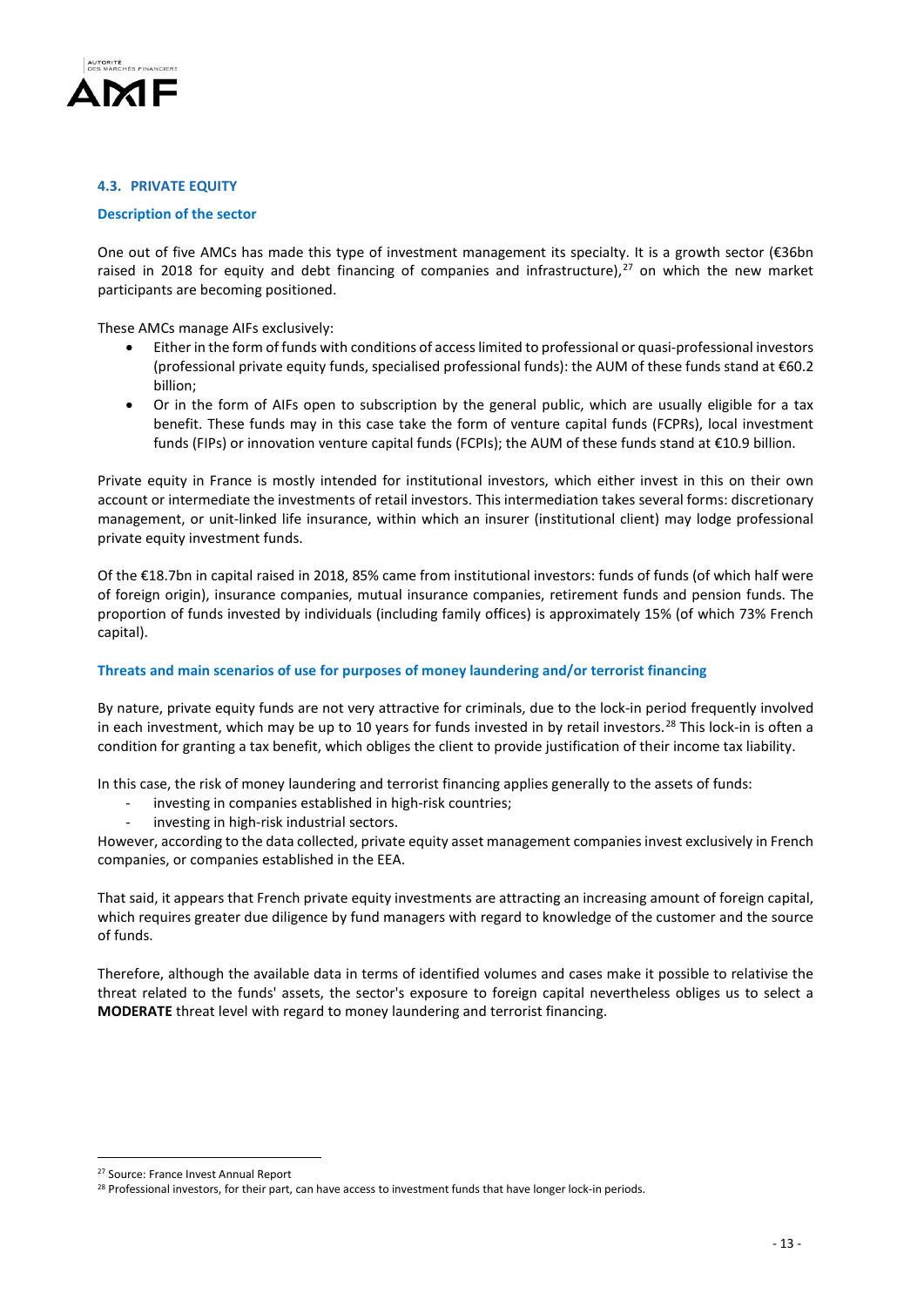### 4.3. PRIVATE EQUITY

#### Description of the sector

One out of five AMCs has made this type of investment management its specialty. It is a growth sector (€36bn raised in 2018 for equity and debt financing of companies and infrastructure),[27] on which the new market participants are becoming positioned.

These AMCs manage AIFs exclusively:

- Either in the form of funds with conditions of access limited to professional or quasi-professional investors (professional private equity funds, specialised professional funds): the AUM of these funds stand at €60.2 billion;
- Or in the form of AIFs open to subscription by the general public, which are usually eligible for a tax benefit. These funds may in this case take the form of venture capital funds (FCPRs), local investment funds (FIPs) or innovation venture capital funds (FCPIs); the AUM of these funds stand at €10.9 billion.

Private equity in France is mostly intended for institutional investors, which either invest in this on their own account or intermediate the investments of retail investors. This intermediation takes several forms: discretionary management, or unit-linked life insurance, within which an insurer (institutional client) may lodge professional private equity investment funds.

Of the €18.7bn in capital raised in 2018, 85% came from institutional investors: funds of funds (of which half were of foreign origin), insurance companies, mutual insurance companies, retirement funds and pension funds. The proportion of funds invested by individuals (including family offices) is approximately 15% (of which 73% French capital).

#### Threats and main scenarios of use for purposes of money laundering and/or terrorist financing

By nature, private equity funds are not very attractive for criminals, due to the lock-in period frequently involved in each investment, which may be up to 10 years for funds invested in by retail investors.[28] This lock-in is often a condition for granting a tax benefit, which obliges the client to provide justification of their income tax liability.

In this case, the risk of money laundering and terrorist financing applies generally to the assets of funds:

- investing in companies established in high-risk countries;
- investing in high-risk industrial sectors.

However, according to the data collected, private equity asset management companies invest exclusively in French companies, or companies established in the EEA.

That said, it appears that French private equity investments are attracting an increasing amount of foreign capital, which requires greater due diligence by fund managers with regard to knowledge of the customer and the source of funds.

Therefore, although the available data in terms of identified volumes and cases make it possible to relativise the threat related to the funds' assets, the sector's exposure to foreign capital nevertheless obliges us to select a **MODERATE** threat level with regard to money laundering and terrorist financing.

---

[27] Source: France Invest Annual Report

[28] Professional investors, for their part, can have access to investment funds that have longer lock-in periods.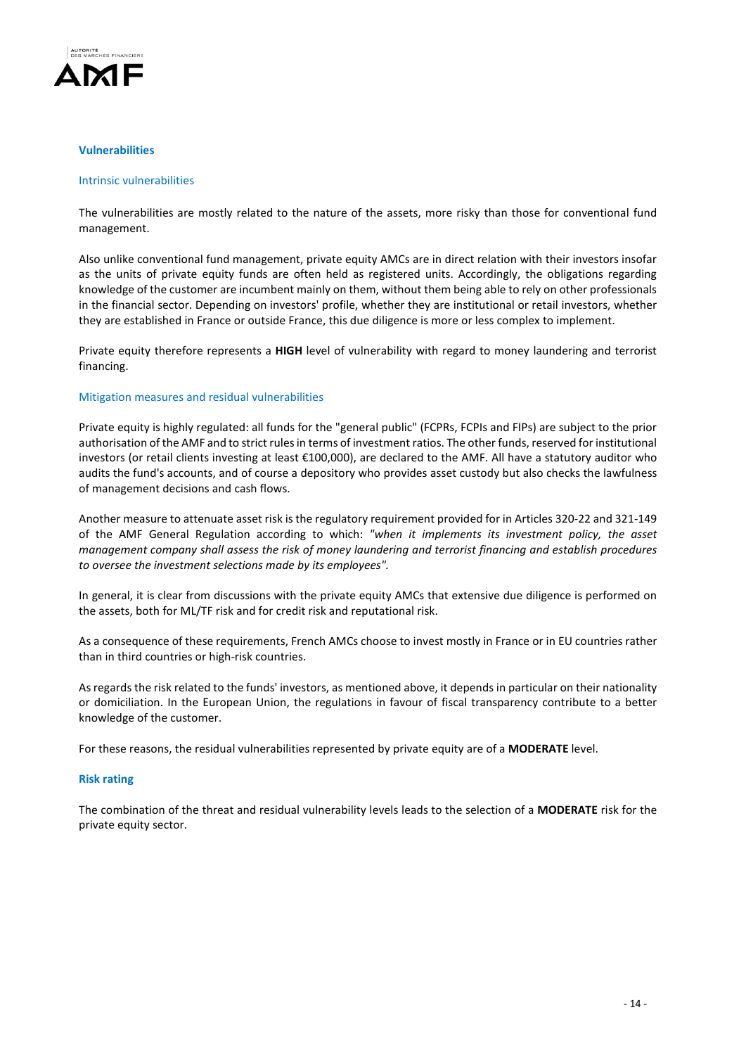### Vulnerabilities

#### Intrinsic vulnerabilities

The vulnerabilities are mostly related to the nature of the assets, more risky than those for conventional fund management.

Also unlike conventional fund management, private equity AMCs are in direct relation with their investors insofar as the units of private equity funds are often held as registered units. Accordingly, the obligations regarding knowledge of the customer are incumbent mainly on them, without them being able to rely on other professionals in the financial sector. Depending on investors' profile, whether they are institutional or retail investors, whether they are established in France or outside France, this due diligence is more or less complex to implement.

Private equity therefore represents a **HIGH** level of vulnerability with regard to money laundering and terrorist financing.

#### Mitigation measures and residual vulnerabilities

Private equity is highly regulated: all funds for the "general public" (FCPRs, FCPIs and FIPs) are subject to the prior authorisation of the AMF and to strict rules in terms of investment ratios. The other funds, reserved for institutional investors (or retail clients investing at least €100,000), are declared to the AMF. All have a statutory auditor who audits the fund's accounts, and of course a depository who provides asset custody but also checks the lawfulness of management decisions and cash flows.

Another measure to attenuate asset risk is the regulatory requirement provided for in Articles 320-22 and 321-149 of the AMF General Regulation according to which: *"when it implements its investment policy, the asset management company shall assess the risk of money laundering and terrorist financing and establish procedures to oversee the investment selections made by its employees".*

In general, it is clear from discussions with the private equity AMCs that extensive due diligence is performed on the assets, both for ML/TF risk and for credit risk and reputational risk.

As a consequence of these requirements, French AMCs choose to invest mostly in France or in EU countries rather than in third countries or high-risk countries.

As regards the risk related to the funds' investors, as mentioned above, it depends in particular on their nationality or domiciliation. In the European Union, the regulations in favour of fiscal transparency contribute to a better knowledge of the customer.

For these reasons, the residual vulnerabilities represented by private equity are of a **MODERATE** level.

### Risk rating

The combination of the threat and residual vulnerability levels leads to the selection of a **MODERATE** risk for the private equity sector.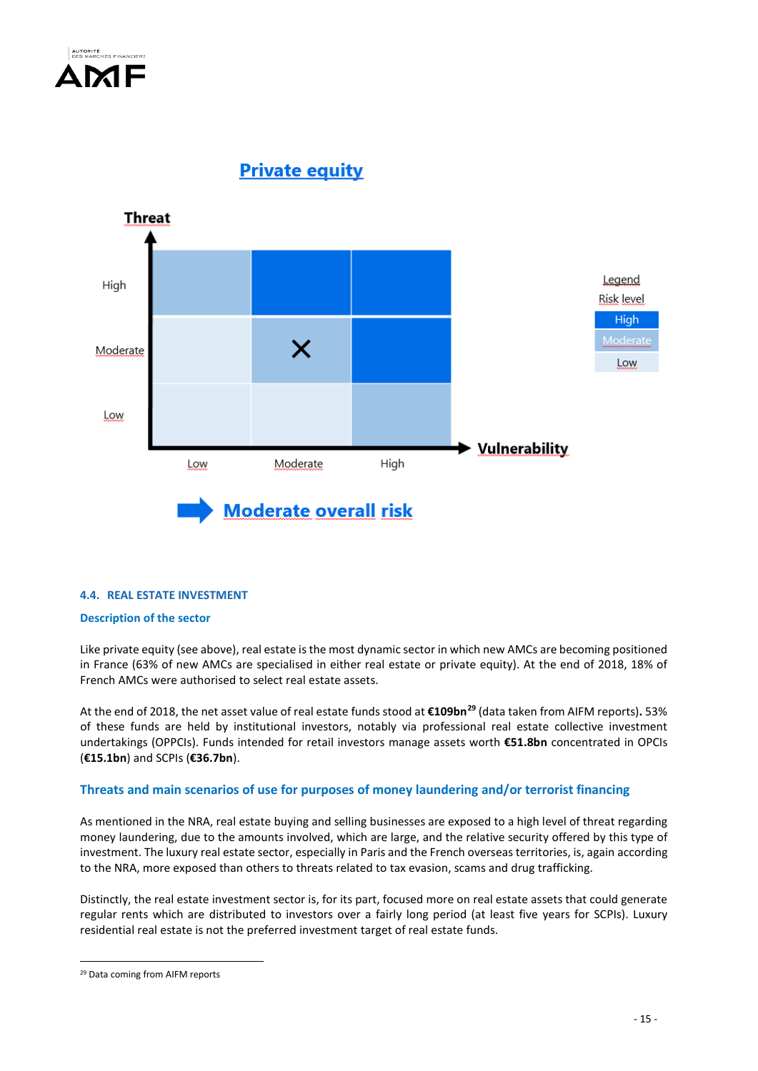## Private equity

| Threat \ Vulnerability | Low | Moderate | High |
|---|---|---|---|
| High | Moderate | High | High |
| Moderate | Low | Moderate (X) | High |
| Low | Low | Low | Moderate |

Legend
Risk level
High
Moderate
Low

**Moderate overall risk**

### 4.4. REAL ESTATE INVESTMENT

**Description of the sector**

Like private equity (see above), real estate is the most dynamic sector in which new AMCs are becoming positioned in France (63% of new AMCs are specialised in either real estate or private equity). At the end of 2018, 18% of French AMCs were authorised to select real estate assets.

At the end of 2018, the net asset value of real estate funds stood at **€109bn**[29] (data taken from AIFM reports)**.** 53% of these funds are held by institutional investors, notably via professional real estate collective investment undertakings (OPPCIs). Funds intended for retail investors manage assets worth **€51.8bn** concentrated in OPCIs (**€15.1bn**) and SCPIs (**€36.7bn**).

**Threats and main scenarios of use for purposes of money laundering and/or terrorist financing**

As mentioned in the NRA, real estate buying and selling businesses are exposed to a high level of threat regarding money laundering, due to the amounts involved, which are large, and the relative security offered by this type of investment. The luxury real estate sector, especially in Paris and the French overseas territories, is, again according to the NRA, more exposed than others to threats related to tax evasion, scams and drug trafficking.

Distinctly, the real estate investment sector is, for its part, focused more on real estate assets that could generate regular rents which are distributed to investors over a fairly long period (at least five years for SCPIs). Luxury residential real estate is not the preferred investment target of real estate funds.

[29] Data coming from AIFM reports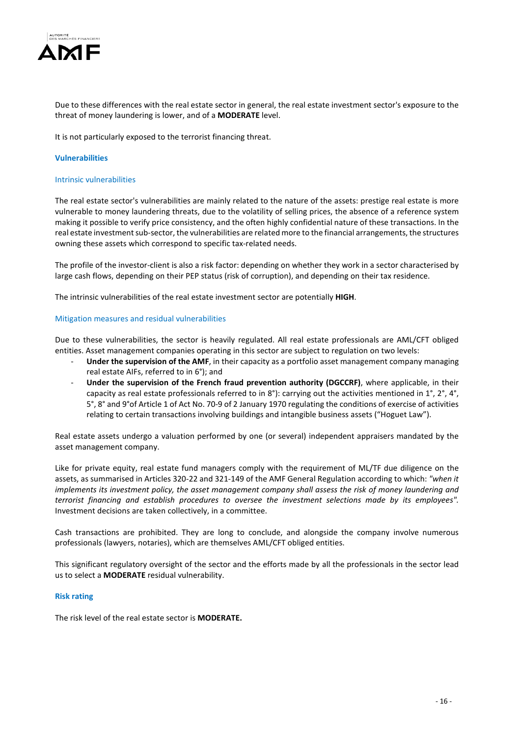Due to these differences with the real estate sector in general, the real estate investment sector's exposure to the threat of money laundering is lower, and of a **MODERATE** level.

It is not particularly exposed to the terrorist financing threat.

#### Vulnerabilities

##### Intrinsic vulnerabilities

The real estate sector's vulnerabilities are mainly related to the nature of the assets: prestige real estate is more vulnerable to money laundering threats, due to the volatility of selling prices, the absence of a reference system making it possible to verify price consistency, and the often highly confidential nature of these transactions. In the real estate investment sub-sector, the vulnerabilities are related more to the financial arrangements, the structures owning these assets which correspond to specific tax-related needs.

The profile of the investor-client is also a risk factor: depending on whether they work in a sector characterised by large cash flows, depending on their PEP status (risk of corruption), and depending on their tax residence.

The intrinsic vulnerabilities of the real estate investment sector are potentially **HIGH**.

##### Mitigation measures and residual vulnerabilities

Due to these vulnerabilities, the sector is heavily regulated. All real estate professionals are AML/CFT obliged entities. Asset management companies operating in this sector are subject to regulation on two levels:

- **Under the supervision of the AMF**, in their capacity as a portfolio asset management company managing real estate AIFs, referred to in 6°); and
- **Under the supervision of the French fraud prevention authority (DGCCRF)**, where applicable, in their capacity as real estate professionals referred to in 8°): carrying out the activities mentioned in 1°, 2°, 4°, 5°, 8° and 9°of Article 1 of Act No. 70-9 of 2 January 1970 regulating the conditions of exercise of activities relating to certain transactions involving buildings and intangible business assets ("Hoguet Law").

Real estate assets undergo a valuation performed by one (or several) independent appraisers mandated by the asset management company.

Like for private equity, real estate fund managers comply with the requirement of ML/TF due diligence on the assets, as summarised in Articles 320-22 and 321-149 of the AMF General Regulation according to which: *"when it implements its investment policy, the asset management company shall assess the risk of money laundering and terrorist financing and establish procedures to oversee the investment selections made by its employees".* Investment decisions are taken collectively, in a committee.

Cash transactions are prohibited. They are long to conclude, and alongside the company involve numerous professionals (lawyers, notaries), which are themselves AML/CFT obliged entities.

This significant regulatory oversight of the sector and the efforts made by all the professionals in the sector lead us to select a **MODERATE** residual vulnerability.

#### Risk rating

The risk level of the real estate sector is **MODERATE.**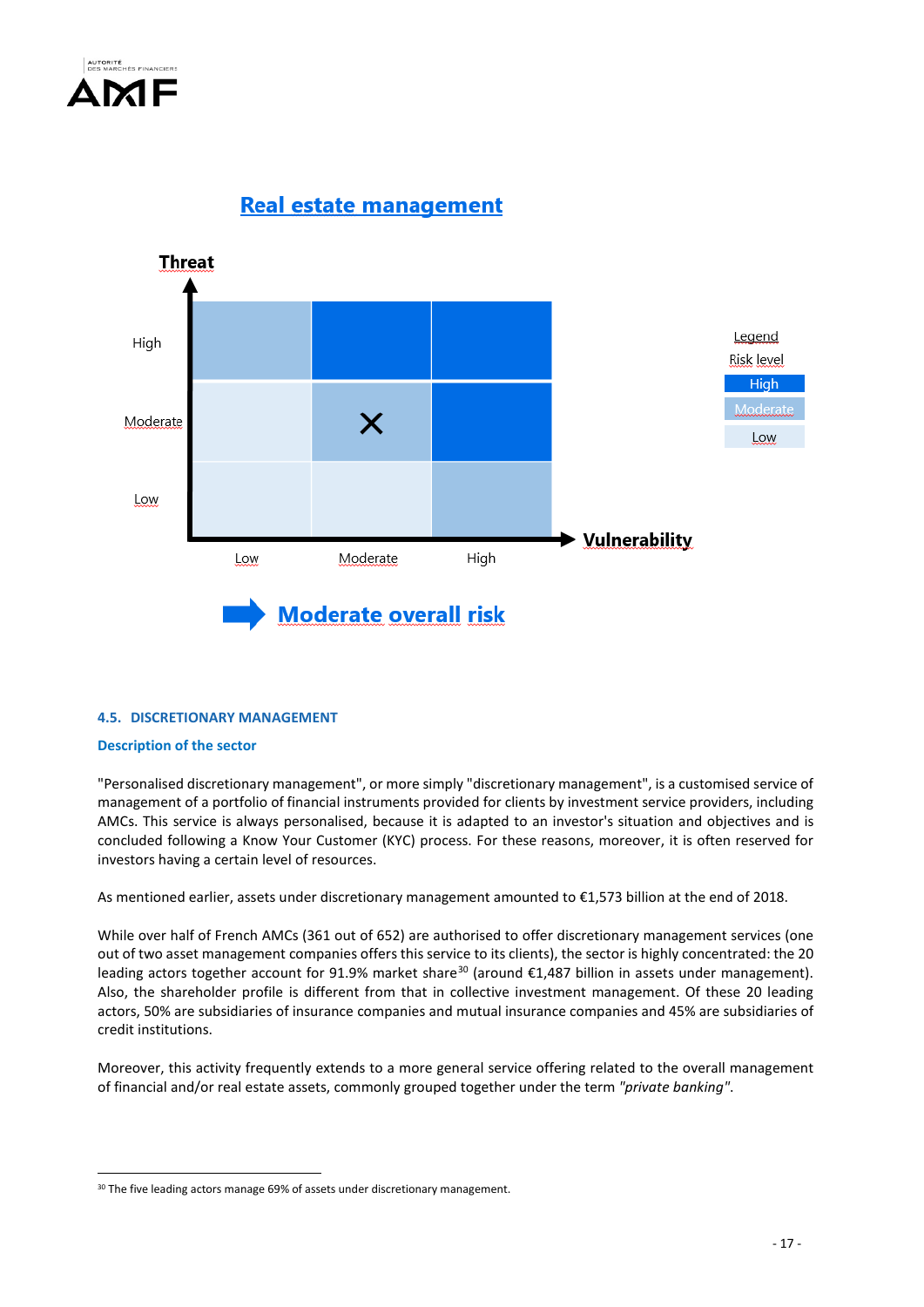## Real estate management

| Threat \ Vulnerability | Low | Moderate | High |
|---|---|---|---|
| High | Moderate | High | High |
| Moderate | Low | Moderate (X) | High |
| Low | Low | Low | Moderate |

Legend
Risk level
High
Moderate
Low

**Moderate overall risk**

### 4.5. DISCRETIONARY MANAGEMENT

**Description of the sector**

"Personalised discretionary management", or more simply "discretionary management", is a customised service of management of a portfolio of financial instruments provided for clients by investment service providers, including AMCs. This service is always personalised, because it is adapted to an investor's situation and objectives and is concluded following a Know Your Customer (KYC) process. For these reasons, moreover, it is often reserved for investors having a certain level of resources.

As mentioned earlier, assets under discretionary management amounted to €1,573 billion at the end of 2018.

While over half of French AMCs (361 out of 652) are authorised to offer discretionary management services (one out of two asset management companies offers this service to its clients), the sector is highly concentrated: the 20 leading actors together account for 91.9% market share[30] (around €1,487 billion in assets under management). Also, the shareholder profile is different from that in collective investment management. Of these 20 leading actors, 50% are subsidiaries of insurance companies and mutual insurance companies and 45% are subsidiaries of credit institutions.

Moreover, this activity frequently extends to a more general service offering related to the overall management of financial and/or real estate assets, commonly grouped together under the term *"private banking"*.

[30] The five leading actors manage 69% of assets under discretionary management.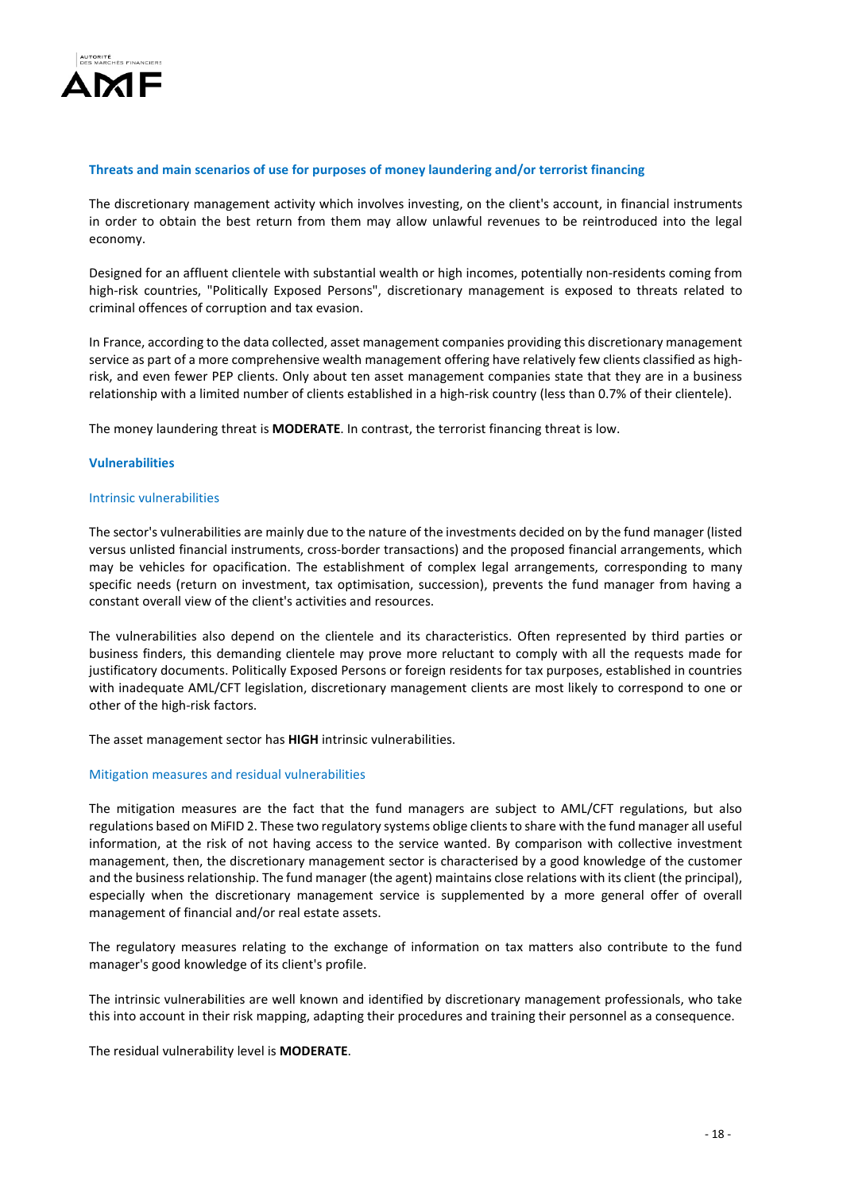### Threats and main scenarios of use for purposes of money laundering and/or terrorist financing

The discretionary management activity which involves investing, on the client's account, in financial instruments in order to obtain the best return from them may allow unlawful revenues to be reintroduced into the legal economy.

Designed for an affluent clientele with substantial wealth or high incomes, potentially non-residents coming from high-risk countries, "Politically Exposed Persons", discretionary management is exposed to threats related to criminal offences of corruption and tax evasion.

In France, according to the data collected, asset management companies providing this discretionary management service as part of a more comprehensive wealth management offering have relatively few clients classified as high-risk, and even fewer PEP clients. Only about ten asset management companies state that they are in a business relationship with a limited number of clients established in a high-risk country (less than 0.7% of their clientele).

The money laundering threat is **MODERATE**. In contrast, the terrorist financing threat is low.

### Vulnerabilities

#### Intrinsic vulnerabilities

The sector's vulnerabilities are mainly due to the nature of the investments decided on by the fund manager (listed versus unlisted financial instruments, cross-border transactions) and the proposed financial arrangements, which may be vehicles for opacification. The establishment of complex legal arrangements, corresponding to many specific needs (return on investment, tax optimisation, succession), prevents the fund manager from having a constant overall view of the client's activities and resources.

The vulnerabilities also depend on the clientele and its characteristics. Often represented by third parties or business finders, this demanding clientele may prove more reluctant to comply with all the requests made for justificatory documents. Politically Exposed Persons or foreign residents for tax purposes, established in countries with inadequate AML/CFT legislation, discretionary management clients are most likely to correspond to one or other of the high-risk factors.

The asset management sector has **HIGH** intrinsic vulnerabilities.

#### Mitigation measures and residual vulnerabilities

The mitigation measures are the fact that the fund managers are subject to AML/CFT regulations, but also regulations based on MiFID 2. These two regulatory systems oblige clients to share with the fund manager all useful information, at the risk of not having access to the service wanted. By comparison with collective investment management, then, the discretionary management sector is characterised by a good knowledge of the customer and the business relationship. The fund manager (the agent) maintains close relations with its client (the principal), especially when the discretionary management service is supplemented by a more general offer of overall management of financial and/or real estate assets.

The regulatory measures relating to the exchange of information on tax matters also contribute to the fund manager's good knowledge of its client's profile.

The intrinsic vulnerabilities are well known and identified by discretionary management professionals, who take this into account in their risk mapping, adapting their procedures and training their personnel as a consequence.

The residual vulnerability level is **MODERATE**.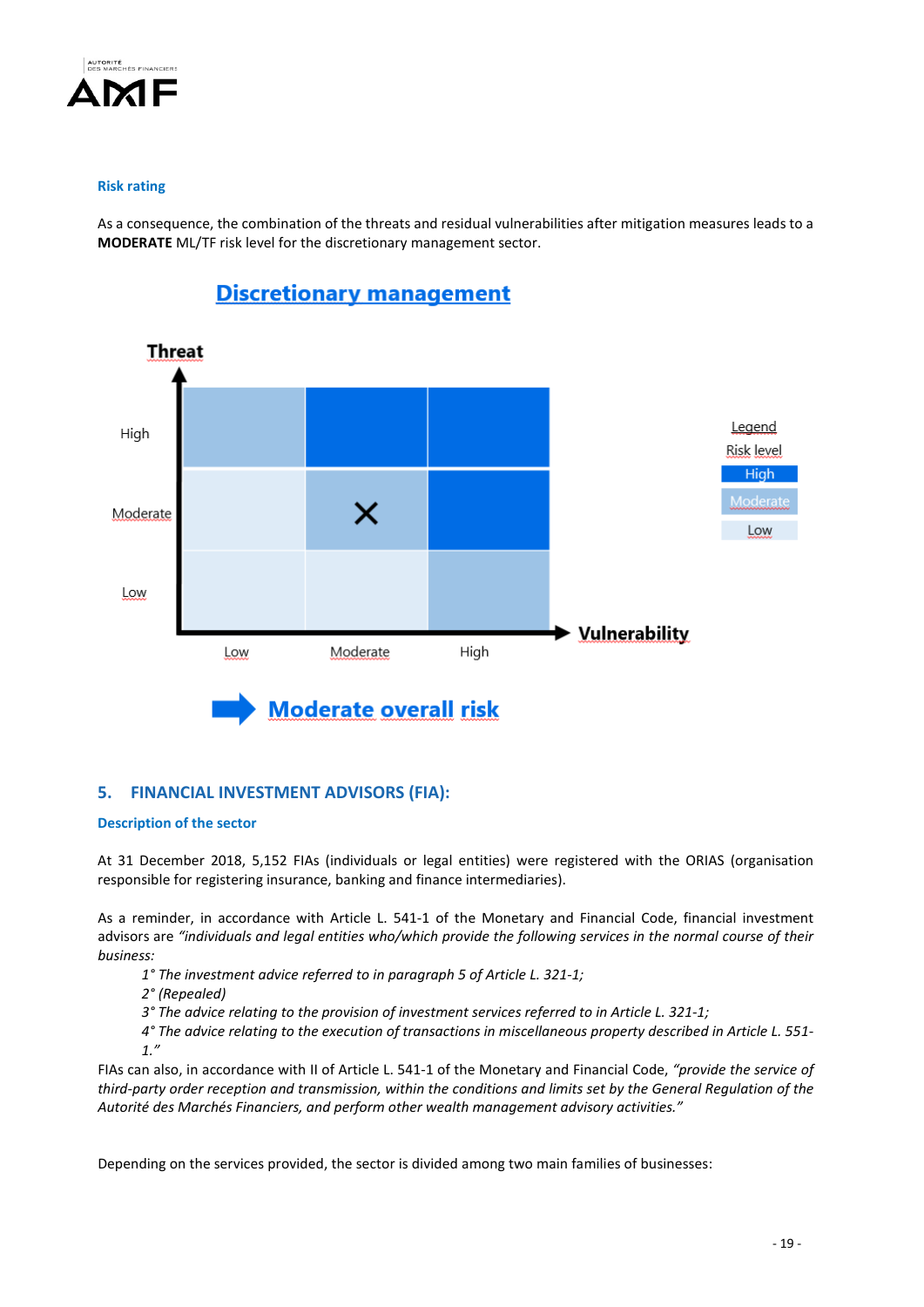### Risk rating

As a consequence, the combination of the threats and residual vulnerabilities after mitigation measures leads to a **MODERATE** ML/TF risk level for the discretionary management sector.

**Discretionary management**

| Threat \ Vulnerability | Low | Moderate | High |
|---|---|---|---|
| High | Moderate | High | High |
| Moderate | Low | Moderate (×) | High |
| Low | Low | Low | Moderate |

Legend
Risk level
High
Moderate
Low

**Moderate overall risk**

## 5. FINANCIAL INVESTMENT ADVISORS (FIA):

### Description of the sector

At 31 December 2018, 5,152 FIAs (individuals or legal entities) were registered with the ORIAS (organisation responsible for registering insurance, banking and finance intermediaries).

As a reminder, in accordance with Article L. 541-1 of the Monetary and Financial Code, financial investment advisors are *"individuals and legal entities who/which provide the following services in the normal course of their business:*

*1° The investment advice referred to in paragraph 5 of Article L. 321-1;*
*2° (Repealed)*
*3° The advice relating to the provision of investment services referred to in Article L. 321-1;*
*4° The advice relating to the execution of transactions in miscellaneous property described in Article L. 551-1."*

FIAs can also, in accordance with II of Article L. 541-1 of the Monetary and Financial Code, *"provide the service of third-party order reception and transmission, within the conditions and limits set by the General Regulation of the Autorité des Marchés Financiers, and perform other wealth management advisory activities."*

Depending on the services provided, the sector is divided among two main families of businesses: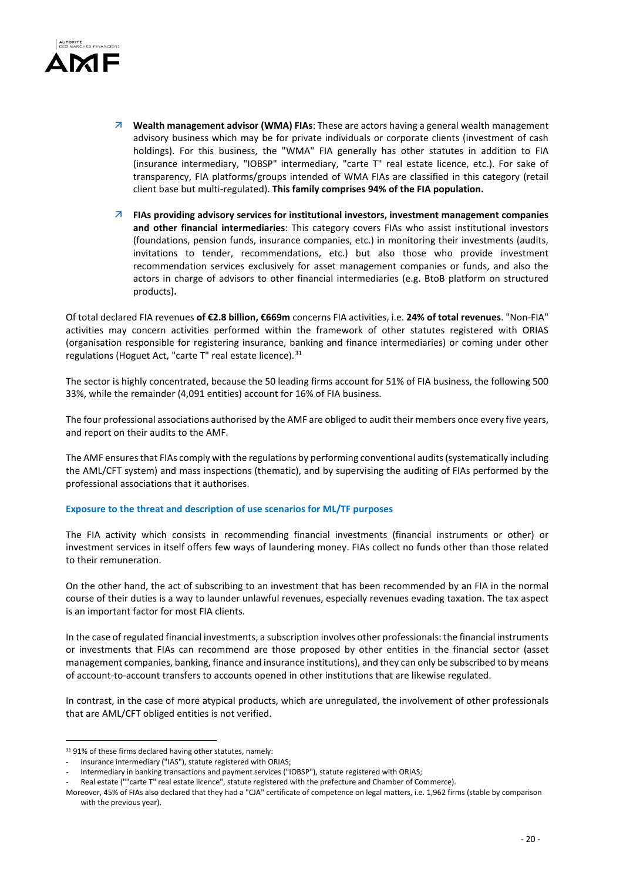- **Wealth management advisor (WMA) FIAs**: These are actors having a general wealth management advisory business which may be for private individuals or corporate clients (investment of cash holdings). For this business, the "WMA" FIA generally has other statutes in addition to FIA (insurance intermediary, "IOBSP" intermediary, "carte T" real estate licence, etc.). For sake of transparency, FIA platforms/groups intended of WMA FIAs are classified in this category (retail client base but multi-regulated). **This family comprises 94% of the FIA population.**

- **FIAs providing advisory services for institutional investors, investment management companies and other financial intermediaries**: This category covers FIAs who assist institutional investors (foundations, pension funds, insurance companies, etc.) in monitoring their investments (audits, invitations to tender, recommendations, etc.) but also those who provide investment recommendation services exclusively for asset management companies or funds, and also the actors in charge of advisors to other financial intermediaries (e.g. BtoB platform on structured products)**.**

Of total declared FIA revenues **of €2.8 billion, €669m** concerns FIA activities, i.e. **24% of total revenues**. "Non-FIA" activities may concern activities performed within the framework of other statutes registered with ORIAS (organisation responsible for registering insurance, banking and finance intermediaries) or coming under other regulations (Hoguet Act, "carte T" real estate licence).[31]

The sector is highly concentrated, because the 50 leading firms account for 51% of FIA business, the following 500 33%, while the remainder (4,091 entities) account for 16% of FIA business.

The four professional associations authorised by the AMF are obliged to audit their members once every five years, and report on their audits to the AMF.

The AMF ensures that FIAs comply with the regulations by performing conventional audits (systematically including the AML/CFT system) and mass inspections (thematic), and by supervising the auditing of FIAs performed by the professional associations that it authorises.

### Exposure to the threat and description of use scenarios for ML/TF purposes

The FIA activity which consists in recommending financial investments (financial instruments or other) or investment services in itself offers few ways of laundering money. FIAs collect no funds other than those related to their remuneration.

On the other hand, the act of subscribing to an investment that has been recommended by an FIA in the normal course of their duties is a way to launder unlawful revenues, especially revenues evading taxation. The tax aspect is an important factor for most FIA clients.

In the case of regulated financial investments, a subscription involves other professionals: the financial instruments or investments that FIAs can recommend are those proposed by other entities in the financial sector (asset management companies, banking, finance and insurance institutions), and they can only be subscribed to by means of account-to-account transfers to accounts opened in other institutions that are likewise regulated.

In contrast, in the case of more atypical products, which are unregulated, the involvement of other professionals that are AML/CFT obliged entities is not verified.

---

[31] 91% of these firms declared having other statutes, namely:
- Insurance intermediary ("IAS"), statute registered with ORIAS;
- Intermediary in banking transactions and payment services ("IOBSP"), statute registered with ORIAS;
- Real estate (""carte T" real estate licence", statute registered with the prefecture and Chamber of Commerce).

Moreover, 45% of FIAs also declared that they had a "CJA" certificate of competence on legal matters, i.e. 1,962 firms (stable by comparison with the previous year).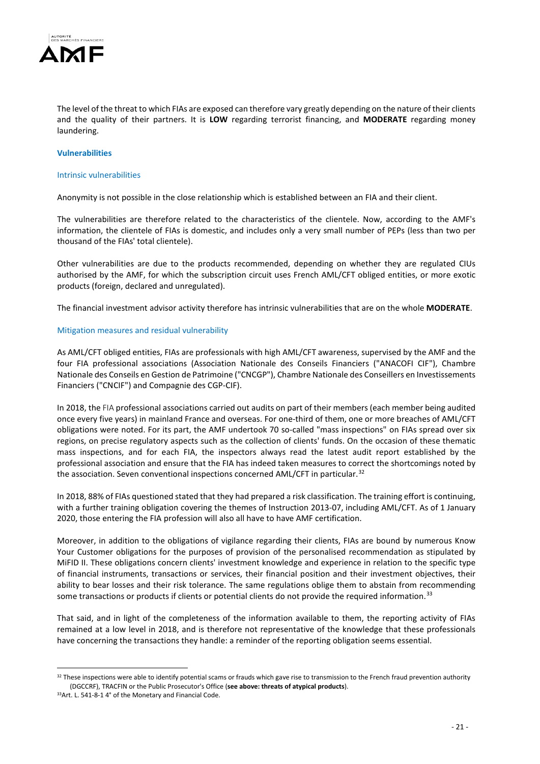The level of the threat to which FIAs are exposed can therefore vary greatly depending on the nature of their clients and the quality of their partners. It is **LOW** regarding terrorist financing, and **MODERATE** regarding money laundering.

### Vulnerabilities

#### Intrinsic vulnerabilities

Anonymity is not possible in the close relationship which is established between an FIA and their client.

The vulnerabilities are therefore related to the characteristics of the clientele. Now, according to the AMF's information, the clientele of FIAs is domestic, and includes only a very small number of PEPs (less than two per thousand of the FIAs' total clientele).

Other vulnerabilities are due to the products recommended, depending on whether they are regulated CIUs authorised by the AMF, for which the subscription circuit uses French AML/CFT obliged entities, or more exotic products (foreign, declared and unregulated).

The financial investment advisor activity therefore has intrinsic vulnerabilities that are on the whole **MODERATE**.

#### Mitigation measures and residual vulnerability

As AML/CFT obliged entities, FIAs are professionals with high AML/CFT awareness, supervised by the AMF and the four FIA professional associations (Association Nationale des Conseils Financiers ("ANACOFI CIF"), Chambre Nationale des Conseils en Gestion de Patrimoine ("CNCGP"), Chambre Nationale des Conseillers en Investissements Financiers ("CNCIF") and Compagnie des CGP-CIF).

In 2018, the FIA professional associations carried out audits on part of their members (each member being audited once every five years) in mainland France and overseas. For one-third of them, one or more breaches of AML/CFT obligations were noted. For its part, the AMF undertook 70 so-called "mass inspections" on FIAs spread over six regions, on precise regulatory aspects such as the collection of clients' funds. On the occasion of these thematic mass inspections, and for each FIA, the inspectors always read the latest audit report established by the professional association and ensure that the FIA has indeed taken measures to correct the shortcomings noted by the association. Seven conventional inspections concerned AML/CFT in particular.[32]

In 2018, 88% of FIAs questioned stated that they had prepared a risk classification. The training effort is continuing, with a further training obligation covering the themes of Instruction 2013-07, including AML/CFT. As of 1 January 2020, those entering the FIA profession will also all have to have AMF certification.

Moreover, in addition to the obligations of vigilance regarding their clients, FIAs are bound by numerous Know Your Customer obligations for the purposes of provision of the personalised recommendation as stipulated by MiFID II. These obligations concern clients' investment knowledge and experience in relation to the specific type of financial instruments, transactions or services, their financial position and their investment objectives, their ability to bear losses and their risk tolerance. The same regulations oblige them to abstain from recommending some transactions or products if clients or potential clients do not provide the required information.[33]

That said, and in light of the completeness of the information available to them, the reporting activity of FIAs remained at a low level in 2018, and is therefore not representative of the knowledge that these professionals have concerning the transactions they handle: a reminder of the reporting obligation seems essential.

---

[32] These inspections were able to identify potential scams or frauds which gave rise to transmission to the French fraud prevention authority (DGCCRF), TRACFIN or the Public Prosecutor's Office (**see above: threats of atypical products**).

[33] Art. L. 541-8-1 4° of the Monetary and Financial Code.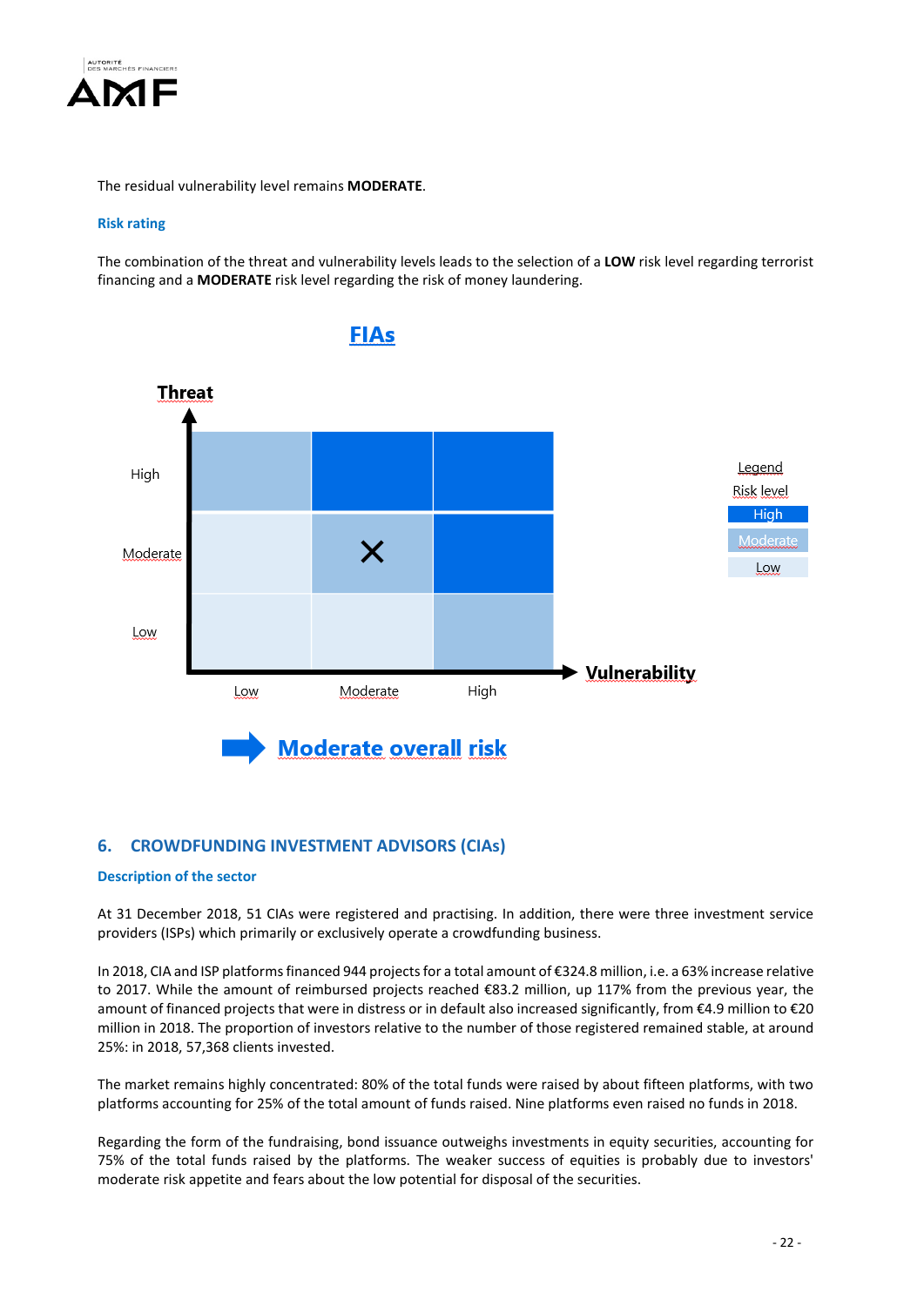The residual vulnerability level remains **MODERATE**.

**Risk rating**

The combination of the threat and vulnerability levels leads to the selection of a **LOW** risk level regarding terrorist financing and a **MODERATE** risk level regarding the risk of money laundering.

**FIAs**

| Threat \ Vulnerability | Low | Moderate | High |
|---|---|---|---|
| High | Moderate | High | High |
| Moderate | Low | Moderate (X) | High |
| Low | Low | Low | Moderate |

Legend – Risk level: High / Moderate / Low

**Moderate overall risk**

## 6. CROWDFUNDING INVESTMENT ADVISORS (CIAs)

**Description of the sector**

At 31 December 2018, 51 CIAs were registered and practising. In addition, there were three investment service providers (ISPs) which primarily or exclusively operate a crowdfunding business.

In 2018, CIA and ISP platforms financed 944 projects for a total amount of €324.8 million, i.e. a 63% increase relative to 2017. While the amount of reimbursed projects reached €83.2 million, up 117% from the previous year, the amount of financed projects that were in distress or in default also increased significantly, from €4.9 million to €20 million in 2018. The proportion of investors relative to the number of those registered remained stable, at around 25%: in 2018, 57,368 clients invested.

The market remains highly concentrated: 80% of the total funds were raised by about fifteen platforms, with two platforms accounting for 25% of the total amount of funds raised. Nine platforms even raised no funds in 2018.

Regarding the form of the fundraising, bond issuance outweighs investments in equity securities, accounting for 75% of the total funds raised by the platforms. The weaker success of equities is probably due to investors' moderate risk appetite and fears about the low potential for disposal of the securities.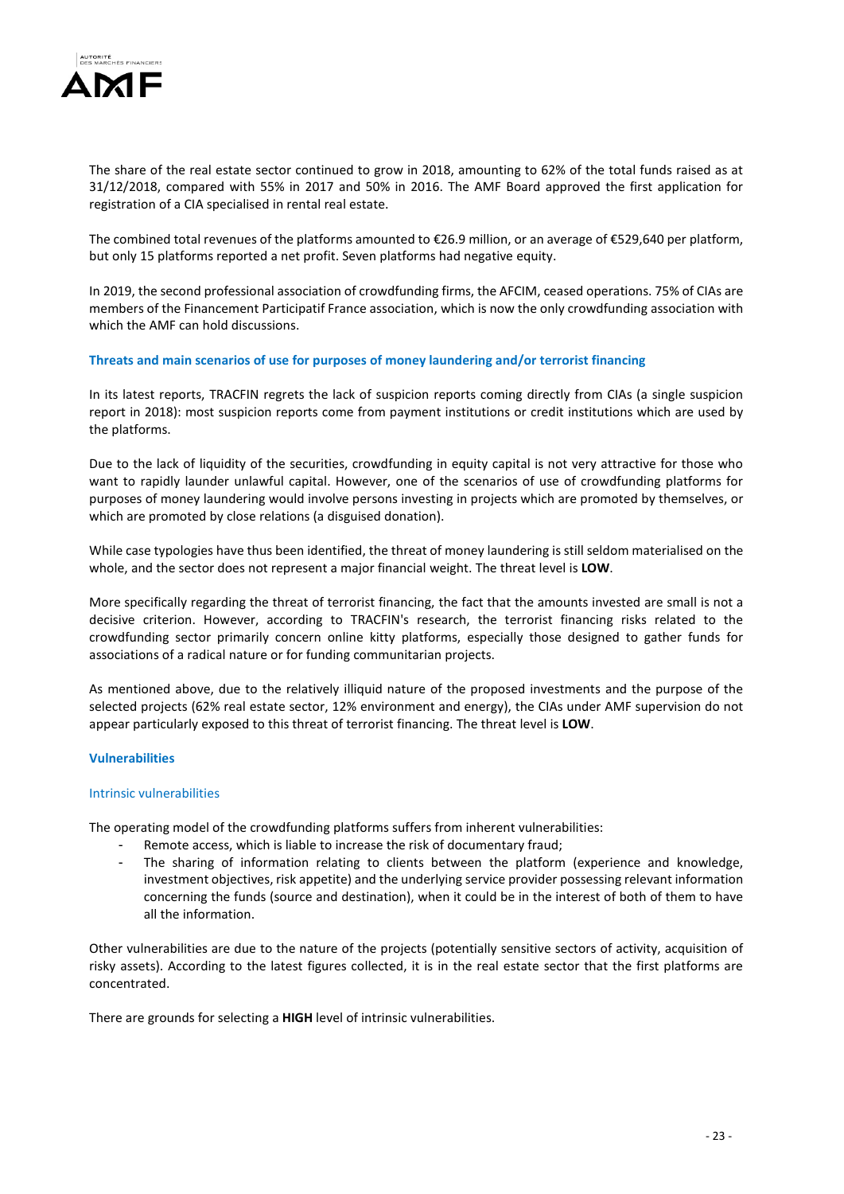The share of the real estate sector continued to grow in 2018, amounting to 62% of the total funds raised as at 31/12/2018, compared with 55% in 2017 and 50% in 2016. The AMF Board approved the first application for registration of a CIA specialised in rental real estate.

The combined total revenues of the platforms amounted to €26.9 million, or an average of €529,640 per platform, but only 15 platforms reported a net profit. Seven platforms had negative equity.

In 2019, the second professional association of crowdfunding firms, the AFCIM, ceased operations. 75% of CIAs are members of the Financement Participatif France association, which is now the only crowdfunding association with which the AMF can hold discussions.

### Threats and main scenarios of use for purposes of money laundering and/or terrorist financing

In its latest reports, TRACFIN regrets the lack of suspicion reports coming directly from CIAs (a single suspicion report in 2018): most suspicion reports come from payment institutions or credit institutions which are used by the platforms.

Due to the lack of liquidity of the securities, crowdfunding in equity capital is not very attractive for those who want to rapidly launder unlawful capital. However, one of the scenarios of use of crowdfunding platforms for purposes of money laundering would involve persons investing in projects which are promoted by themselves, or which are promoted by close relations (a disguised donation).

While case typologies have thus been identified, the threat of money laundering is still seldom materialised on the whole, and the sector does not represent a major financial weight. The threat level is **LOW**.

More specifically regarding the threat of terrorist financing, the fact that the amounts invested are small is not a decisive criterion. However, according to TRACFIN's research, the terrorist financing risks related to the crowdfunding sector primarily concern online kitty platforms, especially those designed to gather funds for associations of a radical nature or for funding communitarian projects.

As mentioned above, due to the relatively illiquid nature of the proposed investments and the purpose of the selected projects (62% real estate sector, 12% environment and energy), the CIAs under AMF supervision do not appear particularly exposed to this threat of terrorist financing. The threat level is **LOW**.

### Vulnerabilities

#### Intrinsic vulnerabilities

The operating model of the crowdfunding platforms suffers from inherent vulnerabilities:

- Remote access, which is liable to increase the risk of documentary fraud;
- The sharing of information relating to clients between the platform (experience and knowledge, investment objectives, risk appetite) and the underlying service provider possessing relevant information concerning the funds (source and destination), when it could be in the interest of both of them to have all the information.

Other vulnerabilities are due to the nature of the projects (potentially sensitive sectors of activity, acquisition of risky assets). According to the latest figures collected, it is in the real estate sector that the first platforms are concentrated.

There are grounds for selecting a **HIGH** level of intrinsic vulnerabilities.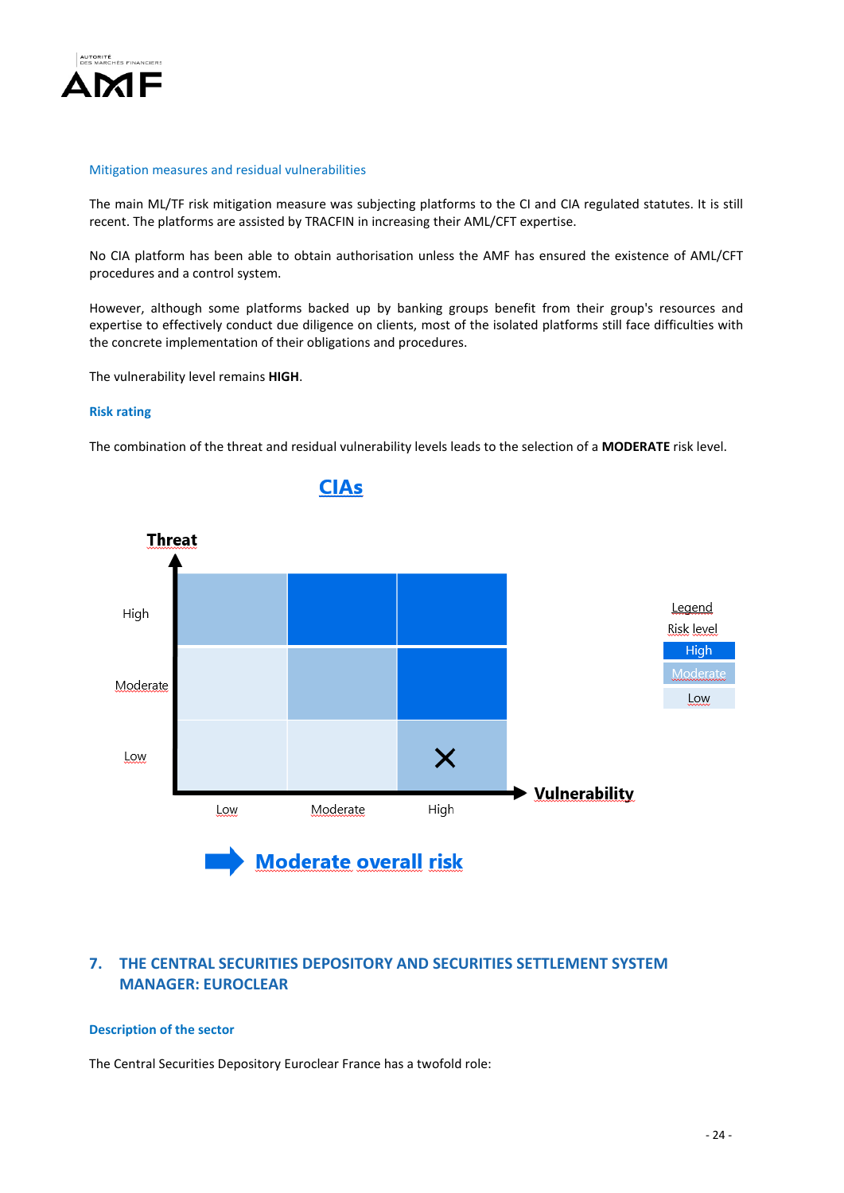### Mitigation measures and residual vulnerabilities

The main ML/TF risk mitigation measure was subjecting platforms to the CI and CIA regulated statutes. It is still recent. The platforms are assisted by TRACFIN in increasing their AML/CFT expertise.

No CIA platform has been able to obtain authorisation unless the AMF has ensured the existence of AML/CFT procedures and a control system.

However, although some platforms backed up by banking groups benefit from their group's resources and expertise to effectively conduct due diligence on clients, most of the isolated platforms still face difficulties with the concrete implementation of their obligations and procedures.

The vulnerability level remains **HIGH**.

### Risk rating

The combination of the threat and residual vulnerability levels leads to the selection of a **MODERATE** risk level.

**CIAs**

| Threat \ Vulnerability | Low | Moderate | High |
|---|---|---|---|
| High | Moderate | High | High |
| Moderate | Low | Moderate | High |
| Low | Low | Low | Moderate (X) |

Legend – Risk level: High / Moderate / Low

**Moderate overall risk**

## 7. THE CENTRAL SECURITIES DEPOSITORY AND SECURITIES SETTLEMENT SYSTEM MANAGER: EUROCLEAR

### Description of the sector

The Central Securities Depository Euroclear France has a twofold role: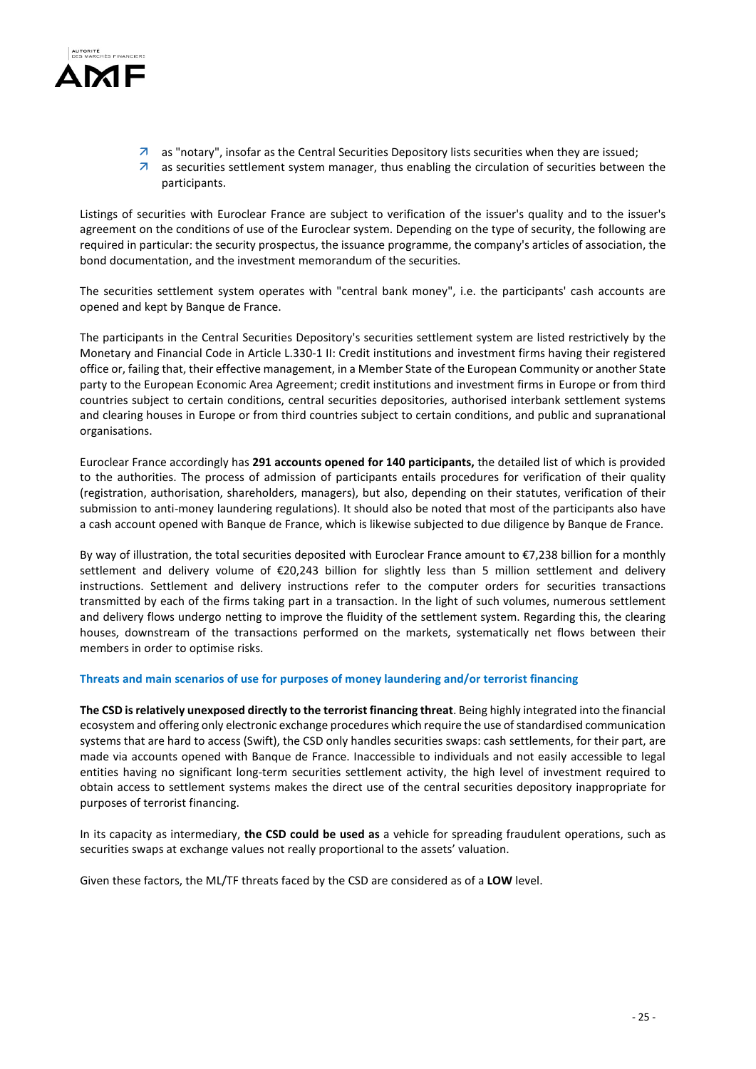- as "notary", insofar as the Central Securities Depository lists securities when they are issued;
- as securities settlement system manager, thus enabling the circulation of securities between the participants.

Listings of securities with Euroclear France are subject to verification of the issuer's quality and to the issuer's agreement on the conditions of use of the Euroclear system. Depending on the type of security, the following are required in particular: the security prospectus, the issuance programme, the company's articles of association, the bond documentation, and the investment memorandum of the securities.

The securities settlement system operates with "central bank money", i.e. the participants' cash accounts are opened and kept by Banque de France.

The participants in the Central Securities Depository's securities settlement system are listed restrictively by the Monetary and Financial Code in Article L.330-1 II: Credit institutions and investment firms having their registered office or, failing that, their effective management, in a Member State of the European Community or another State party to the European Economic Area Agreement; credit institutions and investment firms in Europe or from third countries subject to certain conditions, central securities depositories, authorised interbank settlement systems and clearing houses in Europe or from third countries subject to certain conditions, and public and supranational organisations.

Euroclear France accordingly has **291 accounts opened for 140 participants,** the detailed list of which is provided to the authorities. The process of admission of participants entails procedures for verification of their quality (registration, authorisation, shareholders, managers), but also, depending on their statutes, verification of their submission to anti-money laundering regulations). It should also be noted that most of the participants also have a cash account opened with Banque de France, which is likewise subjected to due diligence by Banque de France.

By way of illustration, the total securities deposited with Euroclear France amount to €7,238 billion for a monthly settlement and delivery volume of €20,243 billion for slightly less than 5 million settlement and delivery instructions. Settlement and delivery instructions refer to the computer orders for securities transactions transmitted by each of the firms taking part in a transaction. In the light of such volumes, numerous settlement and delivery flows undergo netting to improve the fluidity of the settlement system. Regarding this, the clearing houses, downstream of the transactions performed on the markets, systematically net flows between their members in order to optimise risks.

### Threats and main scenarios of use for purposes of money laundering and/or terrorist financing

**The CSD is relatively unexposed directly to the terrorist financing threat**. Being highly integrated into the financial ecosystem and offering only electronic exchange procedures which require the use of standardised communication systems that are hard to access (Swift), the CSD only handles securities swaps: cash settlements, for their part, are made via accounts opened with Banque de France. Inaccessible to individuals and not easily accessible to legal entities having no significant long-term securities settlement activity, the high level of investment required to obtain access to settlement systems makes the direct use of the central securities depository inappropriate for purposes of terrorist financing.

In its capacity as intermediary, **the CSD could be used as** a vehicle for spreading fraudulent operations, such as securities swaps at exchange values not really proportional to the assets' valuation.

Given these factors, the ML/TF threats faced by the CSD are considered as of a **LOW** level.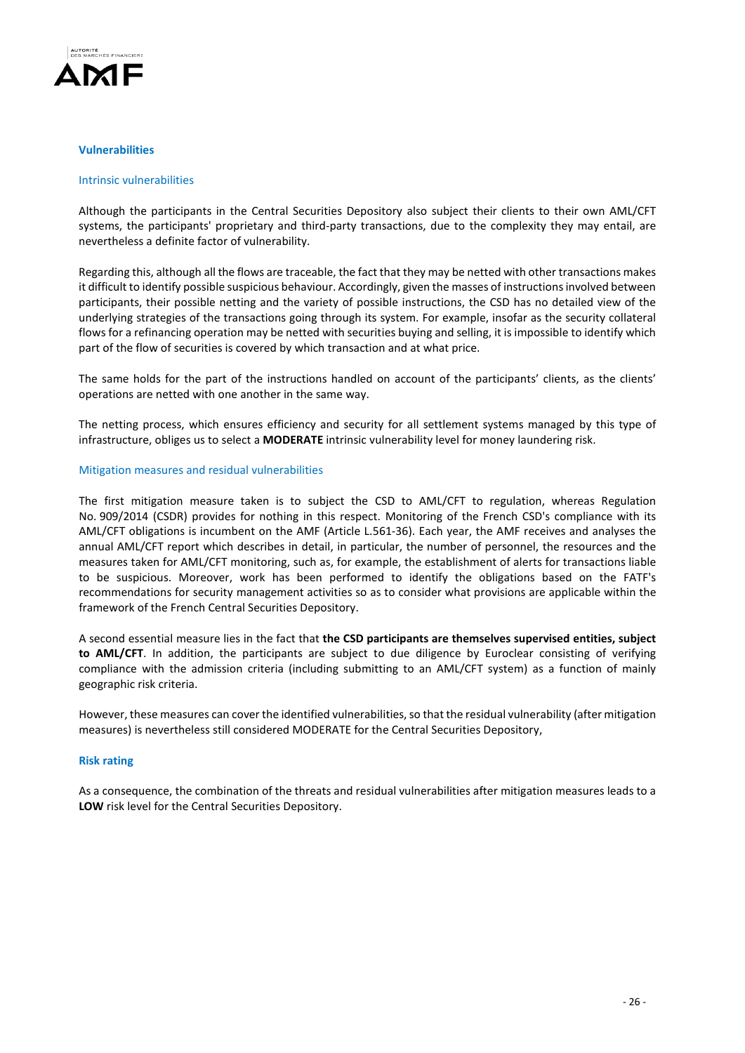### Vulnerabilities

#### Intrinsic vulnerabilities

Although the participants in the Central Securities Depository also subject their clients to their own AML/CFT systems, the participants' proprietary and third-party transactions, due to the complexity they may entail, are nevertheless a definite factor of vulnerability.

Regarding this, although all the flows are traceable, the fact that they may be netted with other transactions makes it difficult to identify possible suspicious behaviour. Accordingly, given the masses of instructions involved between participants, their possible netting and the variety of possible instructions, the CSD has no detailed view of the underlying strategies of the transactions going through its system. For example, insofar as the security collateral flows for a refinancing operation may be netted with securities buying and selling, it is impossible to identify which part of the flow of securities is covered by which transaction and at what price.

The same holds for the part of the instructions handled on account of the participants' clients, as the clients' operations are netted with one another in the same way.

The netting process, which ensures efficiency and security for all settlement systems managed by this type of infrastructure, obliges us to select a **MODERATE** intrinsic vulnerability level for money laundering risk.

#### Mitigation measures and residual vulnerabilities

The first mitigation measure taken is to subject the CSD to AML/CFT to regulation, whereas Regulation No. 909/2014 (CSDR) provides for nothing in this respect. Monitoring of the French CSD's compliance with its AML/CFT obligations is incumbent on the AMF (Article L.561-36). Each year, the AMF receives and analyses the annual AML/CFT report which describes in detail, in particular, the number of personnel, the resources and the measures taken for AML/CFT monitoring, such as, for example, the establishment of alerts for transactions liable to be suspicious. Moreover, work has been performed to identify the obligations based on the FATF's recommendations for security management activities so as to consider what provisions are applicable within the framework of the French Central Securities Depository.

A second essential measure lies in the fact that **the CSD participants are themselves supervised entities, subject to AML/CFT**. In addition, the participants are subject to due diligence by Euroclear consisting of verifying compliance with the admission criteria (including submitting to an AML/CFT system) as a function of mainly geographic risk criteria.

However, these measures can cover the identified vulnerabilities, so that the residual vulnerability (after mitigation measures) is nevertheless still considered MODERATE for the Central Securities Depository,

### Risk rating

As a consequence, the combination of the threats and residual vulnerabilities after mitigation measures leads to a **LOW** risk level for the Central Securities Depository.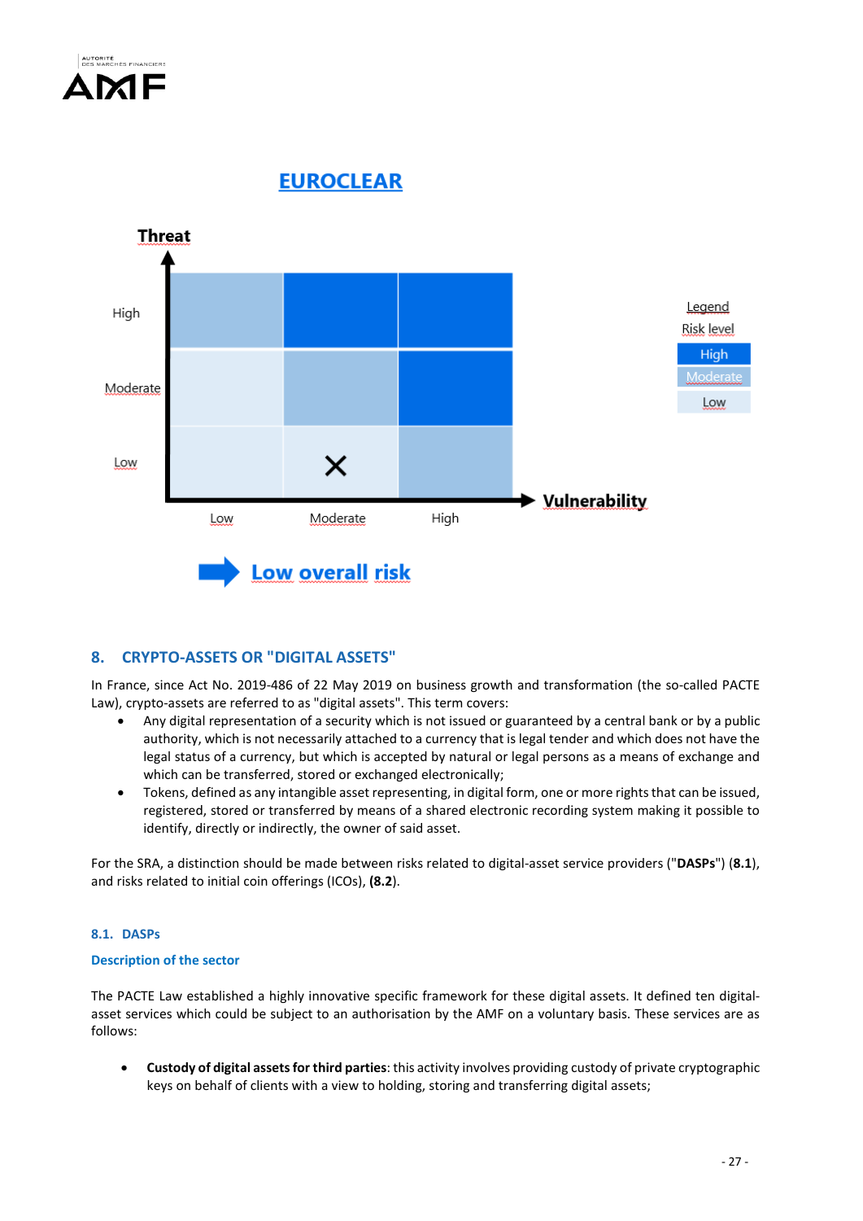## EUROCLEAR

| Threat \ Vulnerability | Low | Moderate | High |
|---|---|---|---|
| High | Moderate | High | High |
| Moderate | Low | Moderate | High |
| Low | Low | Low (X) | Moderate |

Legend
Risk level
High
Moderate
Low

➡ **Low overall risk**

## 8. CRYPTO-ASSETS OR "DIGITAL ASSETS"

In France, since Act No. 2019-486 of 22 May 2019 on business growth and transformation (the so-called PACTE Law), crypto-assets are referred to as "digital assets". This term covers:

- Any digital representation of a security which is not issued or guaranteed by a central bank or by a public authority, which is not necessarily attached to a currency that is legal tender and which does not have the legal status of a currency, but which is accepted by natural or legal persons as a means of exchange and which can be transferred, stored or exchanged electronically;
- Tokens, defined as any intangible asset representing, in digital form, one or more rights that can be issued, registered, stored or transferred by means of a shared electronic recording system making it possible to identify, directly or indirectly, the owner of said asset.

For the SRA, a distinction should be made between risks related to digital-asset service providers ("**DASPs**") (**8.1**), and risks related to initial coin offerings (ICOs), **(8.2**).

### 8.1. DASPs

#### Description of the sector

The PACTE Law established a highly innovative specific framework for these digital assets. It defined ten digital-asset services which could be subject to an authorisation by the AMF on a voluntary basis. These services are as follows:

- **Custody of digital assets for third parties**: this activity involves providing custody of private cryptographic keys on behalf of clients with a view to holding, storing and transferring digital assets;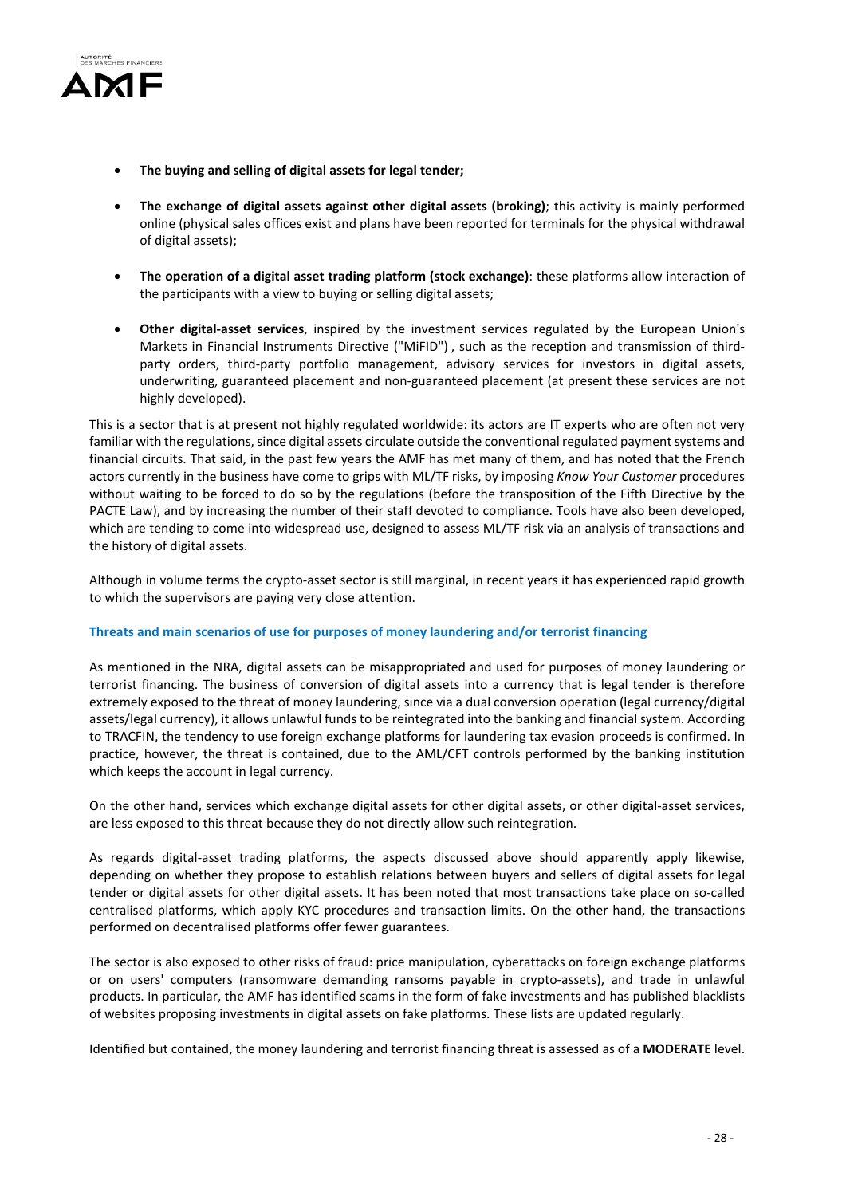- **The buying and selling of digital assets for legal tender;**
- **The exchange of digital assets against other digital assets (broking)**; this activity is mainly performed online (physical sales offices exist and plans have been reported for terminals for the physical withdrawal of digital assets);
- **The operation of a digital asset trading platform (stock exchange)**: these platforms allow interaction of the participants with a view to buying or selling digital assets;
- **Other digital-asset services**, inspired by the investment services regulated by the European Union's Markets in Financial Instruments Directive ("MiFID") , such as the reception and transmission of third-party orders, third-party portfolio management, advisory services for investors in digital assets, underwriting, guaranteed placement and non-guaranteed placement (at present these services are not highly developed).

This is a sector that is at present not highly regulated worldwide: its actors are IT experts who are often not very familiar with the regulations, since digital assets circulate outside the conventional regulated payment systems and financial circuits. That said, in the past few years the AMF has met many of them, and has noted that the French actors currently in the business have come to grips with ML/TF risks, by imposing *Know Your Customer* procedures without waiting to be forced to do so by the regulations (before the transposition of the Fifth Directive by the PACTE Law), and by increasing the number of their staff devoted to compliance. Tools have also been developed, which are tending to come into widespread use, designed to assess ML/TF risk via an analysis of transactions and the history of digital assets.

Although in volume terms the crypto-asset sector is still marginal, in recent years it has experienced rapid growth to which the supervisors are paying very close attention.

#### Threats and main scenarios of use for purposes of money laundering and/or terrorist financing

As mentioned in the NRA, digital assets can be misappropriated and used for purposes of money laundering or terrorist financing. The business of conversion of digital assets into a currency that is legal tender is therefore extremely exposed to the threat of money laundering, since via a dual conversion operation (legal currency/digital assets/legal currency), it allows unlawful funds to be reintegrated into the banking and financial system. According to TRACFIN, the tendency to use foreign exchange platforms for laundering tax evasion proceeds is confirmed. In practice, however, the threat is contained, due to the AML/CFT controls performed by the banking institution which keeps the account in legal currency.

On the other hand, services which exchange digital assets for other digital assets, or other digital-asset services, are less exposed to this threat because they do not directly allow such reintegration.

As regards digital-asset trading platforms, the aspects discussed above should apparently apply likewise, depending on whether they propose to establish relations between buyers and sellers of digital assets for legal tender or digital assets for other digital assets. It has been noted that most transactions take place on so-called centralised platforms, which apply KYC procedures and transaction limits. On the other hand, the transactions performed on decentralised platforms offer fewer guarantees.

The sector is also exposed to other risks of fraud: price manipulation, cyberattacks on foreign exchange platforms or on users' computers (ransomware demanding ransoms payable in crypto-assets), and trade in unlawful products. In particular, the AMF has identified scams in the form of fake investments and has published blacklists of websites proposing investments in digital assets on fake platforms. These lists are updated regularly.

Identified but contained, the money laundering and terrorist financing threat is assessed as of a **MODERATE** level.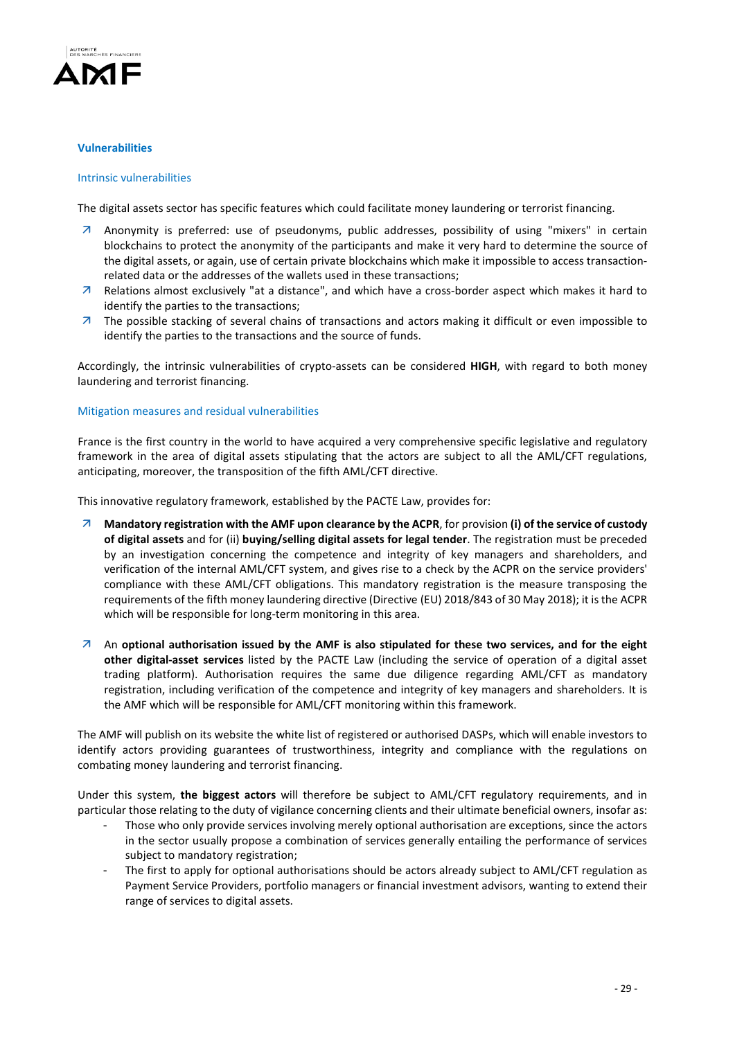### Vulnerabilities

#### Intrinsic vulnerabilities

The digital assets sector has specific features which could facilitate money laundering or terrorist financing.

- Anonymity is preferred: use of pseudonyms, public addresses, possibility of using "mixers" in certain blockchains to protect the anonymity of the participants and make it very hard to determine the source of the digital assets, or again, use of certain private blockchains which make it impossible to access transaction-related data or the addresses of the wallets used in these transactions;
- Relations almost exclusively "at a distance", and which have a cross-border aspect which makes it hard to identify the parties to the transactions;
- The possible stacking of several chains of transactions and actors making it difficult or even impossible to identify the parties to the transactions and the source of funds.

Accordingly, the intrinsic vulnerabilities of crypto-assets can be considered **HIGH**, with regard to both money laundering and terrorist financing.

#### Mitigation measures and residual vulnerabilities

France is the first country in the world to have acquired a very comprehensive specific legislative and regulatory framework in the area of digital assets stipulating that the actors are subject to all the AML/CFT regulations, anticipating, moreover, the transposition of the fifth AML/CFT directive.

This innovative regulatory framework, established by the PACTE Law, provides for:

- **Mandatory registration with the AMF upon clearance by the ACPR**, for provision **(i) of the service of custody of digital assets** and for (ii) **buying/selling digital assets for legal tender**. The registration must be preceded by an investigation concerning the competence and integrity of key managers and shareholders, and verification of the internal AML/CFT system, and gives rise to a check by the ACPR on the service providers' compliance with these AML/CFT obligations. This mandatory registration is the measure transposing the requirements of the fifth money laundering directive (Directive (EU) 2018/843 of 30 May 2018); it is the ACPR which will be responsible for long-term monitoring in this area.

- An **optional authorisation issued by the AMF is also stipulated for these two services, and for the eight other digital-asset services** listed by the PACTE Law (including the service of operation of a digital asset trading platform). Authorisation requires the same due diligence regarding AML/CFT as mandatory registration, including verification of the competence and integrity of key managers and shareholders. It is the AMF which will be responsible for AML/CFT monitoring within this framework.

The AMF will publish on its website the white list of registered or authorised DASPs, which will enable investors to identify actors providing guarantees of trustworthiness, integrity and compliance with the regulations on combating money laundering and terrorist financing.

Under this system, **the biggest actors** will therefore be subject to AML/CFT regulatory requirements, and in particular those relating to the duty of vigilance concerning clients and their ultimate beneficial owners, insofar as:

- Those who only provide services involving merely optional authorisation are exceptions, since the actors in the sector usually propose a combination of services generally entailing the performance of services subject to mandatory registration;
- The first to apply for optional authorisations should be actors already subject to AML/CFT regulation as Payment Service Providers, portfolio managers or financial investment advisors, wanting to extend their range of services to digital assets.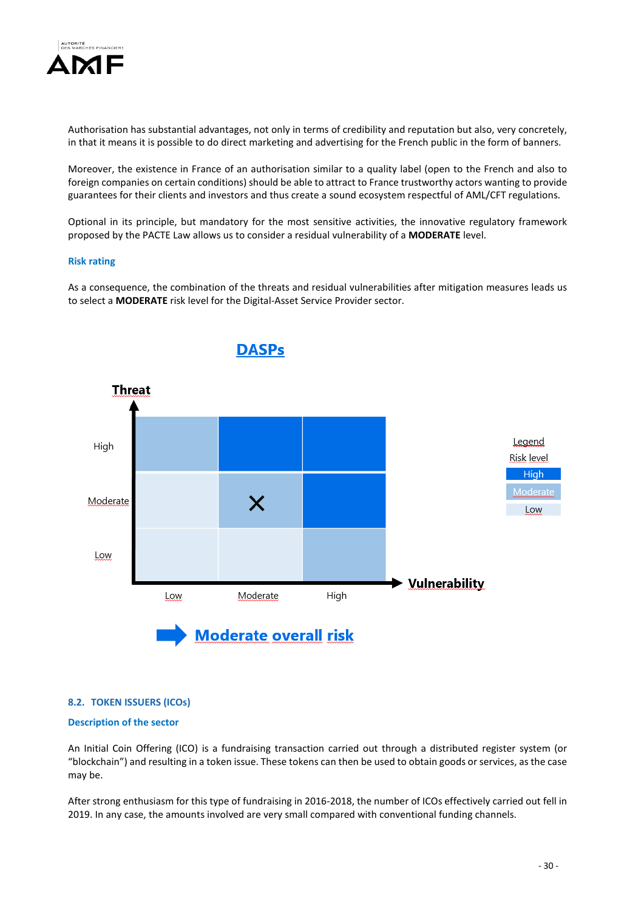Authorisation has substantial advantages, not only in terms of credibility and reputation but also, very concretely, in that it means it is possible to do direct marketing and advertising for the French public in the form of banners.

Moreover, the existence in France of an authorisation similar to a quality label (open to the French and also to foreign companies on certain conditions) should be able to attract to France trustworthy actors wanting to provide guarantees for their clients and investors and thus create a sound ecosystem respectful of AML/CFT regulations.

Optional in its principle, but mandatory for the most sensitive activities, the innovative regulatory framework proposed by the PACTE Law allows us to consider a residual vulnerability of a **MODERATE** level.

#### Risk rating

As a consequence, the combination of the threats and residual vulnerabilities after mitigation measures leads us to select a **MODERATE** risk level for the Digital-Asset Service Provider sector.

**DASPs**

| Threat \ Vulnerability | Low | Moderate | High |
|---|---|---|---|
| High | Moderate | High | High |
| Moderate | Low | Moderate (X) | High |
| Low | Low | Low | Moderate |

Legend – Risk level: High / Moderate / Low

**Moderate overall risk**

### 8.2. TOKEN ISSUERS (ICOs)

#### Description of the sector

An Initial Coin Offering (ICO) is a fundraising transaction carried out through a distributed register system (or “blockchain”) and resulting in a token issue. These tokens can then be used to obtain goods or services, as the case may be.

After strong enthusiasm for this type of fundraising in 2016-2018, the number of ICOs effectively carried out fell in 2019. In any case, the amounts involved are very small compared with conventional funding channels.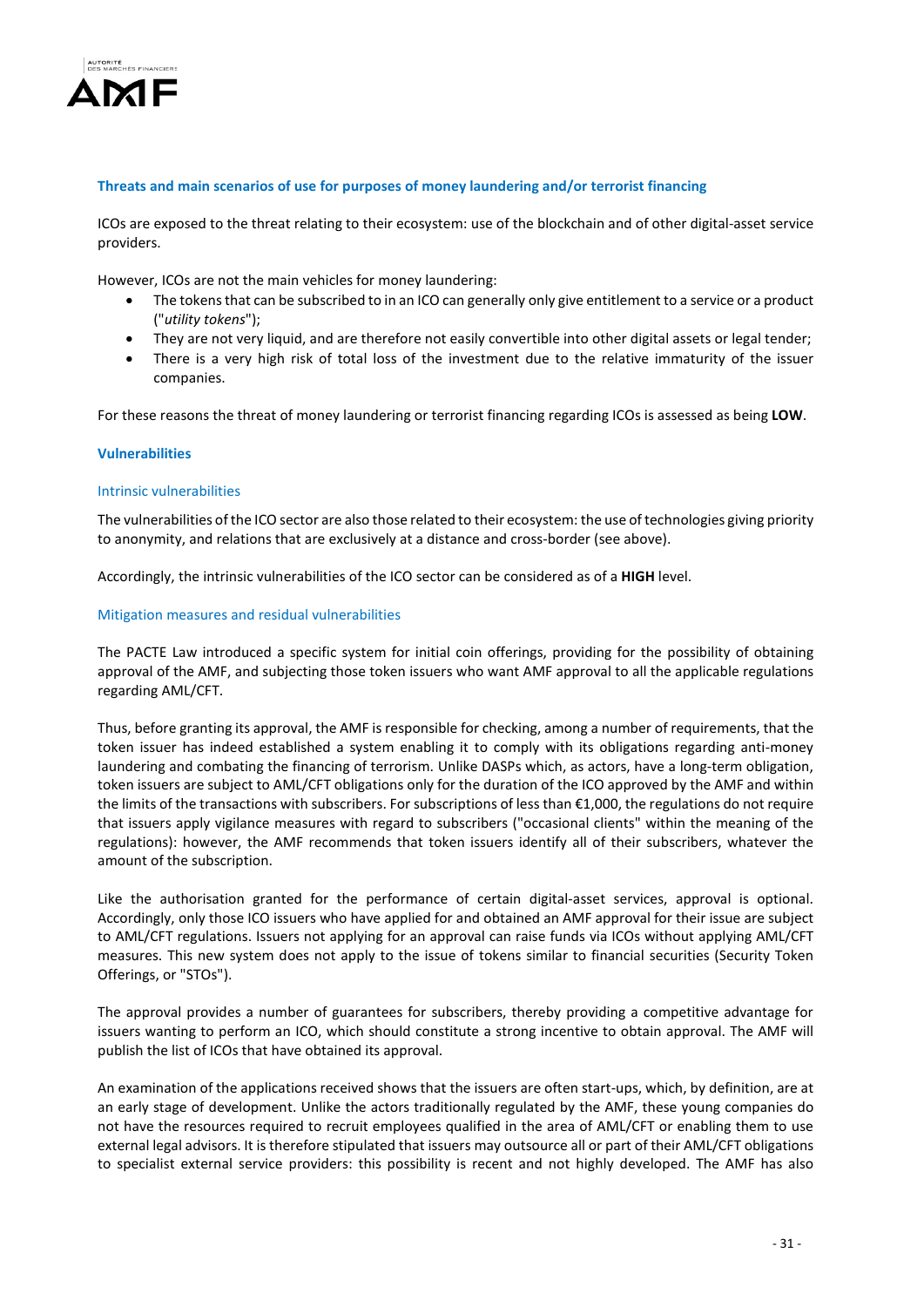### Threats and main scenarios of use for purposes of money laundering and/or terrorist financing

ICOs are exposed to the threat relating to their ecosystem: use of the blockchain and of other digital-asset service providers.

However, ICOs are not the main vehicles for money laundering:

- The tokens that can be subscribed to in an ICO can generally only give entitlement to a service or a product ("*utility tokens*");
- They are not very liquid, and are therefore not easily convertible into other digital assets or legal tender;
- There is a very high risk of total loss of the investment due to the relative immaturity of the issuer companies.

For these reasons the threat of money laundering or terrorist financing regarding ICOs is assessed as being **LOW**.

### Vulnerabilities

#### Intrinsic vulnerabilities

The vulnerabilities of the ICO sector are also those related to their ecosystem: the use of technologies giving priority to anonymity, and relations that are exclusively at a distance and cross-border (see above).

Accordingly, the intrinsic vulnerabilities of the ICO sector can be considered as of a **HIGH** level.

#### Mitigation measures and residual vulnerabilities

The PACTE Law introduced a specific system for initial coin offerings, providing for the possibility of obtaining approval of the AMF, and subjecting those token issuers who want AMF approval to all the applicable regulations regarding AML/CFT.

Thus, before granting its approval, the AMF is responsible for checking, among a number of requirements, that the token issuer has indeed established a system enabling it to comply with its obligations regarding anti-money laundering and combating the financing of terrorism. Unlike DASPs which, as actors, have a long-term obligation, token issuers are subject to AML/CFT obligations only for the duration of the ICO approved by the AMF and within the limits of the transactions with subscribers. For subscriptions of less than €1,000, the regulations do not require that issuers apply vigilance measures with regard to subscribers ("occasional clients" within the meaning of the regulations): however, the AMF recommends that token issuers identify all of their subscribers, whatever the amount of the subscription.

Like the authorisation granted for the performance of certain digital-asset services, approval is optional. Accordingly, only those ICO issuers who have applied for and obtained an AMF approval for their issue are subject to AML/CFT regulations. Issuers not applying for an approval can raise funds via ICOs without applying AML/CFT measures. This new system does not apply to the issue of tokens similar to financial securities (Security Token Offerings, or "STOs").

The approval provides a number of guarantees for subscribers, thereby providing a competitive advantage for issuers wanting to perform an ICO, which should constitute a strong incentive to obtain approval. The AMF will publish the list of ICOs that have obtained its approval.

An examination of the applications received shows that the issuers are often start-ups, which, by definition, are at an early stage of development. Unlike the actors traditionally regulated by the AMF, these young companies do not have the resources required to recruit employees qualified in the area of AML/CFT or enabling them to use external legal advisors. It is therefore stipulated that issuers may outsource all or part of their AML/CFT obligations to specialist external service providers: this possibility is recent and not highly developed. The AMF has also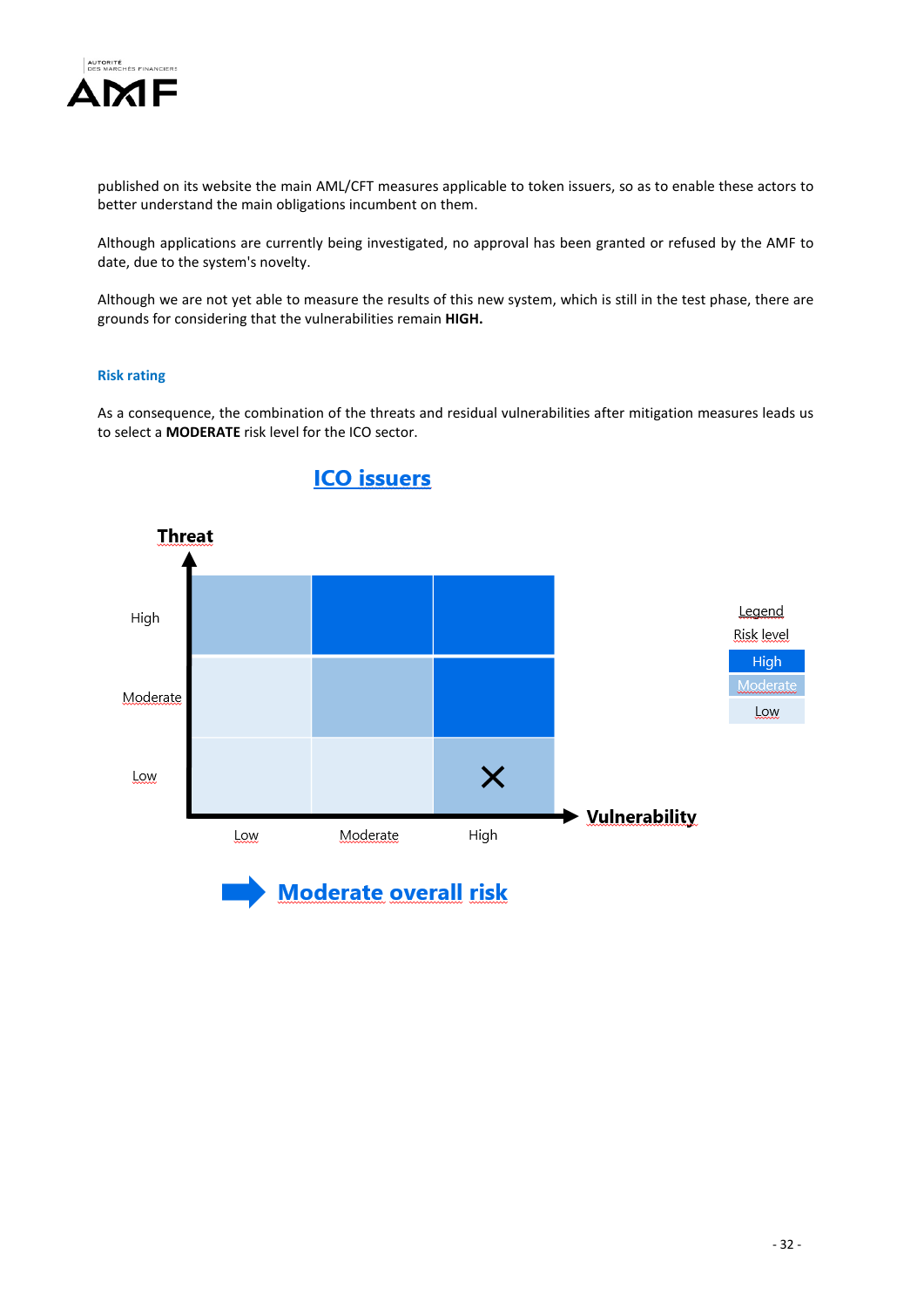published on its website the main AML/CFT measures applicable to token issuers, so as to enable these actors to better understand the main obligations incumbent on them.

Although applications are currently being investigated, no approval has been granted or refused by the AMF to date, due to the system's novelty.

Although we are not yet able to measure the results of this new system, which is still in the test phase, there are grounds for considering that the vulnerabilities remain **HIGH.**

### Risk rating

As a consequence, the combination of the threats and residual vulnerabilities after mitigation measures leads us to select a **MODERATE** risk level for the ICO sector.

## ICO issuers

| Threat \ Vulnerability | Low | Moderate | High |
|---|---|---|---|
| High | Moderate | High | High |
| Moderate | Low | Moderate | High |
| Low | Low | Low | Moderate (X) |

Legend
Risk level
- High
- Moderate
- Low

**Moderate overall risk**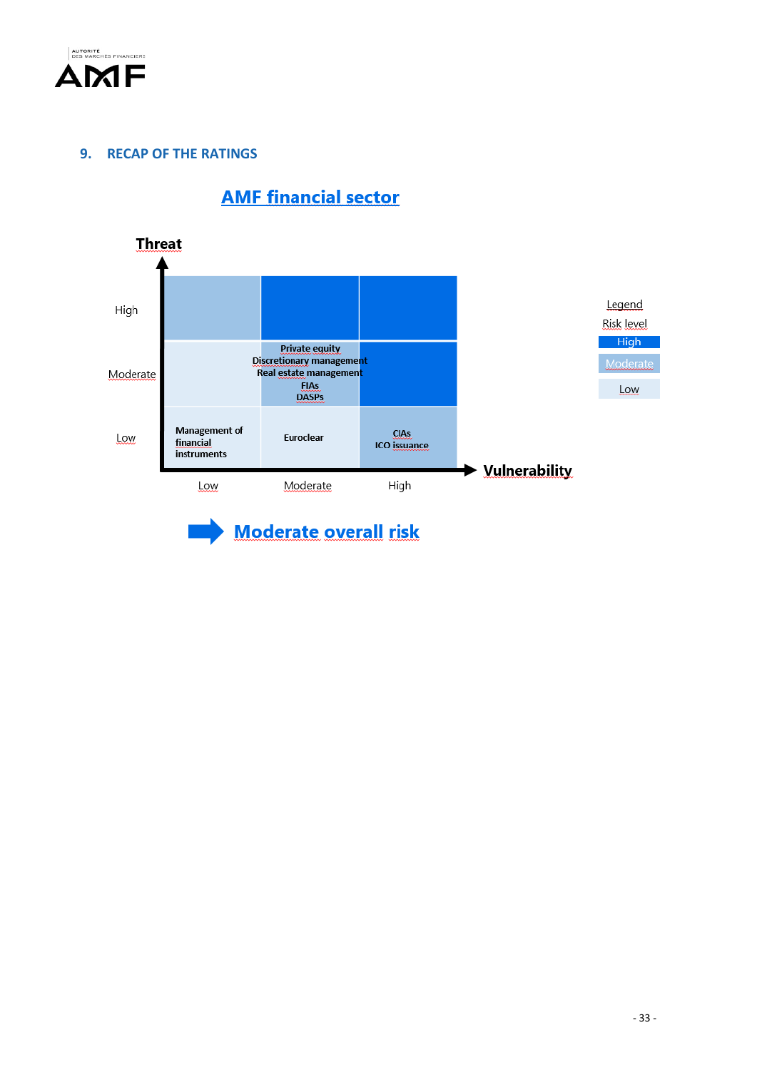## 9. RECAP OF THE RATINGS

**AMF financial sector**

Threat

High

Moderate

Low

Private equity
Discretionary management
Real estate management
FIAs
DASPs

Management of financial instruments

Euroclear

CIAs
ICO issuance

Vulnerability

Low

Moderate

High

Legend
Risk level
High
Moderate
Low

**Moderate overall risk**